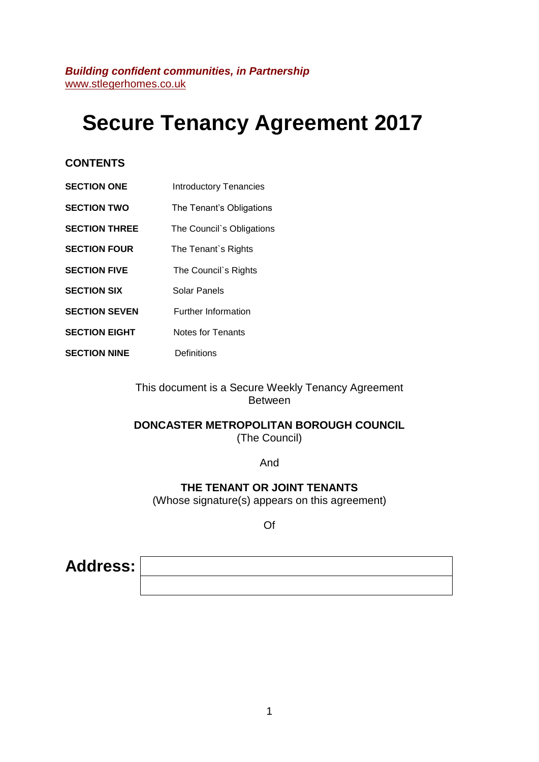***Building confident communities, in Partnership***
www.stlegerhomes.co.uk

# Secure Tenancy Agreement 2017

## CONTENTS

| | |
|---|---|
| **SECTION ONE** | Introductory Tenancies |
| **SECTION TWO** | The Tenant's Obligations |
| **SECTION THREE** | The Council`s Obligations |
| **SECTION FOUR** | The Tenant`s Rights |
| **SECTION FIVE** | The Council`s Rights |
| **SECTION SIX** | Solar Panels |
| **SECTION SEVEN** | Further Information |
| **SECTION EIGHT** | Notes for Tenants |
| **SECTION NINE** | Definitions |

This document is a Secure Weekly Tenancy Agreement
Between

**DONCASTER METROPOLITAN BOROUGH COUNCIL**
(The Council)

And

**THE TENANT OR JOINT TENANTS**
(Whose signature(s) appears on this agreement)

Of

## Address:

| |
|---|
| |
| |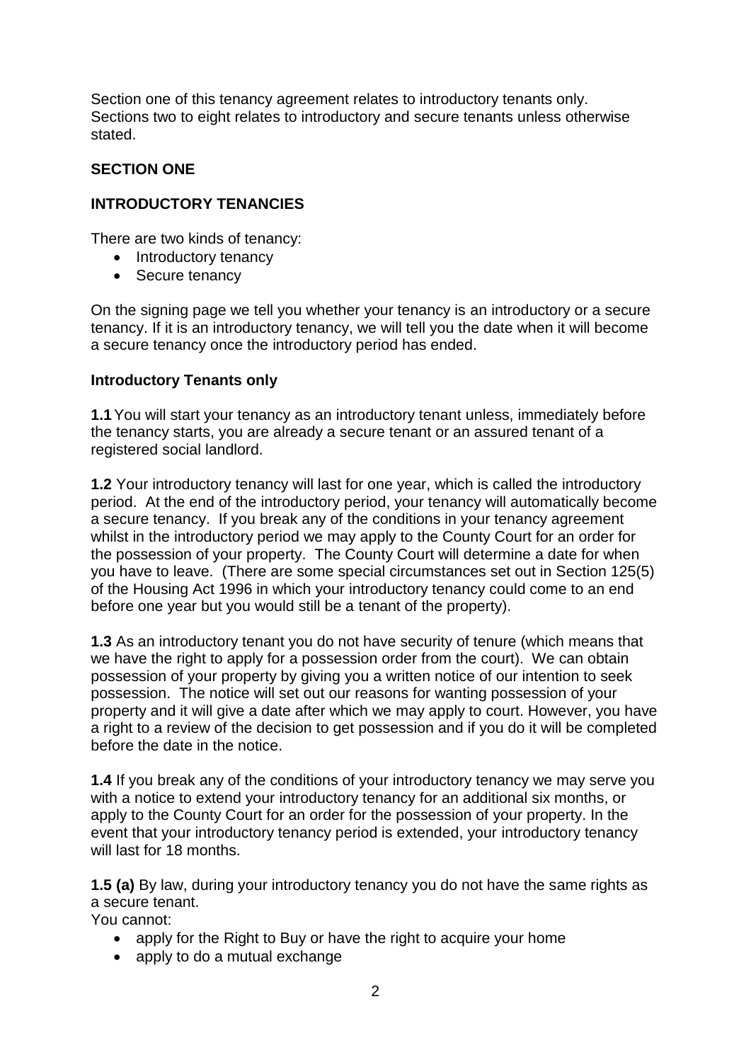Section one of this tenancy agreement relates to introductory tenants only. Sections two to eight relates to introductory and secure tenants unless otherwise stated.

## SECTION ONE

## INTRODUCTORY TENANCIES

There are two kinds of tenancy:

- Introductory tenancy
- Secure tenancy

On the signing page we tell you whether your tenancy is an introductory or a secure tenancy. If it is an introductory tenancy, we will tell you the date when it will become a secure tenancy once the introductory period has ended.

### Introductory Tenants only

**1.1** You will start your tenancy as an introductory tenant unless, immediately before the tenancy starts, you are already a secure tenant or an assured tenant of a registered social landlord.

**1.2** Your introductory tenancy will last for one year, which is called the introductory period. At the end of the introductory period, your tenancy will automatically become a secure tenancy. If you break any of the conditions in your tenancy agreement whilst in the introductory period we may apply to the County Court for an order for the possession of your property. The County Court will determine a date for when you have to leave. (There are some special circumstances set out in Section 125(5) of the Housing Act 1996 in which your introductory tenancy could come to an end before one year but you would still be a tenant of the property).

**1.3** As an introductory tenant you do not have security of tenure (which means that we have the right to apply for a possession order from the court). We can obtain possession of your property by giving you a written notice of our intention to seek possession. The notice will set out our reasons for wanting possession of your property and it will give a date after which we may apply to court. However, you have a right to a review of the decision to get possession and if you do it will be completed before the date in the notice.

**1.4** If you break any of the conditions of your introductory tenancy we may serve you with a notice to extend your introductory tenancy for an additional six months, or apply to the County Court for an order for the possession of your property. In the event that your introductory tenancy period is extended, your introductory tenancy will last for 18 months.

**1.5 (a)** By law, during your introductory tenancy you do not have the same rights as a secure tenant.
You cannot:

- apply for the Right to Buy or have the right to acquire your home
- apply to do a mutual exchange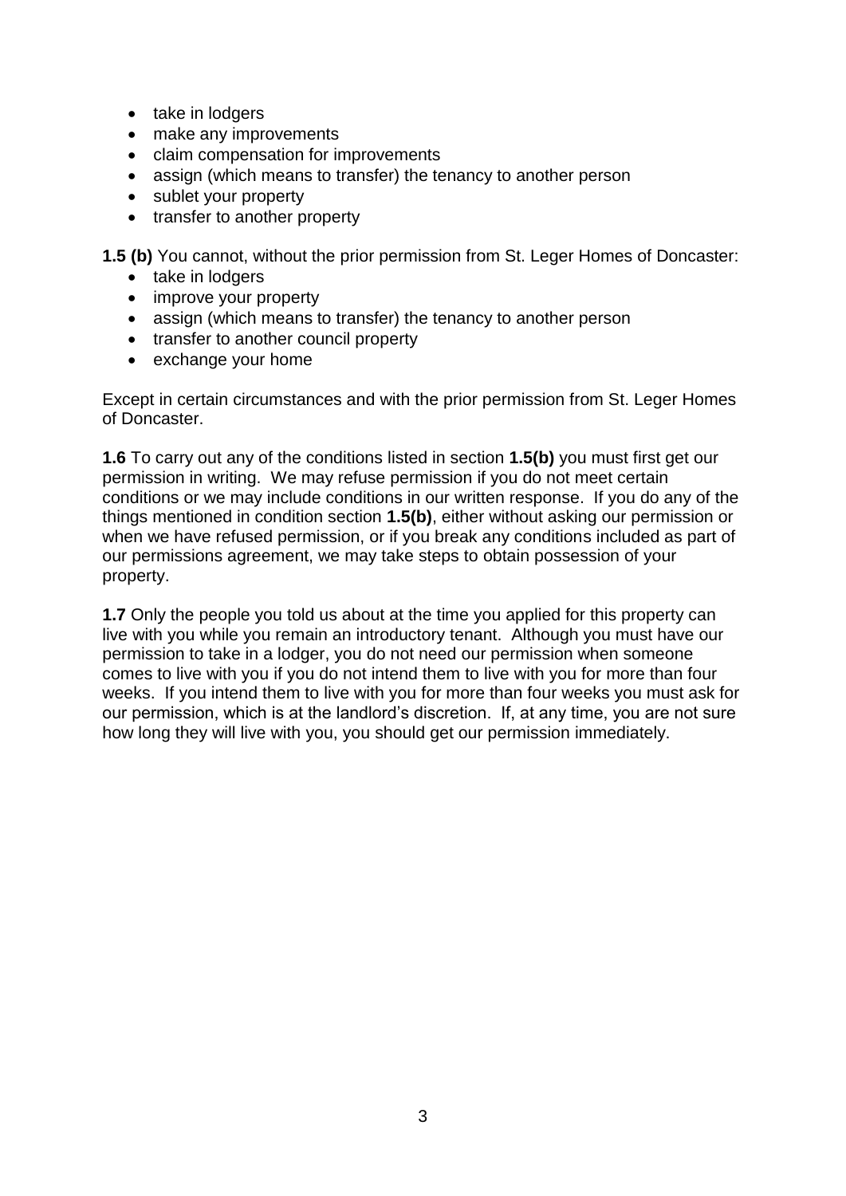- take in lodgers
- make any improvements
- claim compensation for improvements
- assign (which means to transfer) the tenancy to another person
- sublet your property
- transfer to another property

**1.5 (b)** You cannot, without the prior permission from St. Leger Homes of Doncaster:

- take in lodgers
- improve your property
- assign (which means to transfer) the tenancy to another person
- transfer to another council property
- exchange your home

Except in certain circumstances and with the prior permission from St. Leger Homes of Doncaster.

**1.6** To carry out any of the conditions listed in section **1.5(b)** you must first get our permission in writing. We may refuse permission if you do not meet certain conditions or we may include conditions in our written response. If you do any of the things mentioned in condition section **1.5(b)**, either without asking our permission or when we have refused permission, or if you break any conditions included as part of our permissions agreement, we may take steps to obtain possession of your property.

**1.7** Only the people you told us about at the time you applied for this property can live with you while you remain an introductory tenant. Although you must have our permission to take in a lodger, you do not need our permission when someone comes to live with you if you do not intend them to live with you for more than four weeks. If you intend them to live with you for more than four weeks you must ask for our permission, which is at the landlord's discretion. If, at any time, you are not sure how long they will live with you, you should get our permission immediately.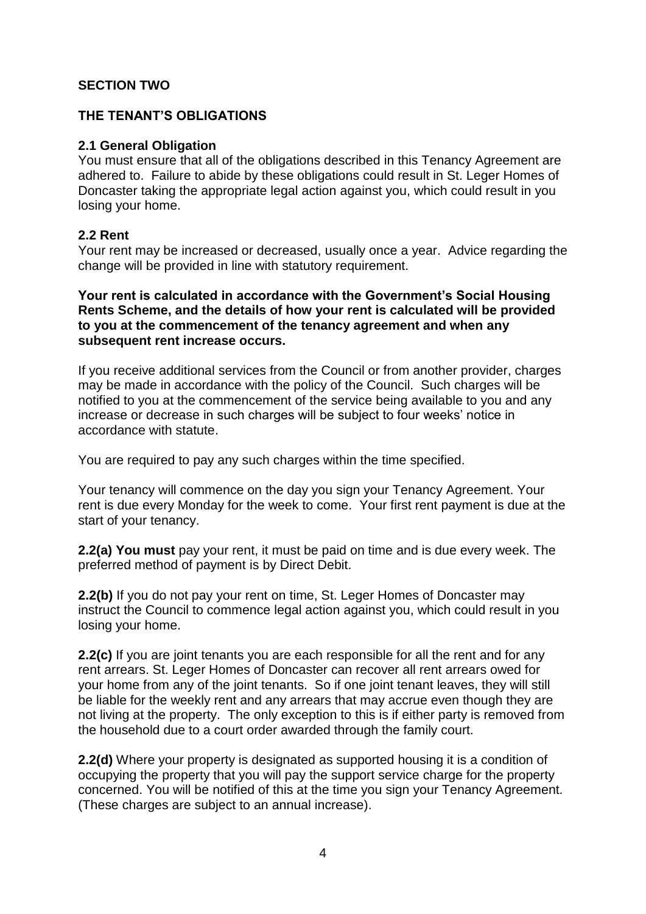## SECTION TWO

## THE TENANT'S OBLIGATIONS

### 2.1 General Obligation

You must ensure that all of the obligations described in this Tenancy Agreement are adhered to. Failure to abide by these obligations could result in St. Leger Homes of Doncaster taking the appropriate legal action against you, which could result in you losing your home.

### 2.2 Rent

Your rent may be increased or decreased, usually once a year. Advice regarding the change will be provided in line with statutory requirement.

**Your rent is calculated in accordance with the Government's Social Housing Rents Scheme, and the details of how your rent is calculated will be provided to you at the commencement of the tenancy agreement and when any subsequent rent increase occurs.**

If you receive additional services from the Council or from another provider, charges may be made in accordance with the policy of the Council. Such charges will be notified to you at the commencement of the service being available to you and any increase or decrease in such charges will be subject to four weeks' notice in accordance with statute.

You are required to pay any such charges within the time specified.

Your tenancy will commence on the day you sign your Tenancy Agreement. Your rent is due every Monday for the week to come. Your first rent payment is due at the start of your tenancy.

**2.2(a) You must** pay your rent, it must be paid on time and is due every week. The preferred method of payment is by Direct Debit.

**2.2(b)** If you do not pay your rent on time, St. Leger Homes of Doncaster may instruct the Council to commence legal action against you, which could result in you losing your home.

**2.2(c)** If you are joint tenants you are each responsible for all the rent and for any rent arrears. St. Leger Homes of Doncaster can recover all rent arrears owed for your home from any of the joint tenants. So if one joint tenant leaves, they will still be liable for the weekly rent and any arrears that may accrue even though they are not living at the property. The only exception to this is if either party is removed from the household due to a court order awarded through the family court.

**2.2(d)** Where your property is designated as supported housing it is a condition of occupying the property that you will pay the support service charge for the property concerned. You will be notified of this at the time you sign your Tenancy Agreement. (These charges are subject to an annual increase).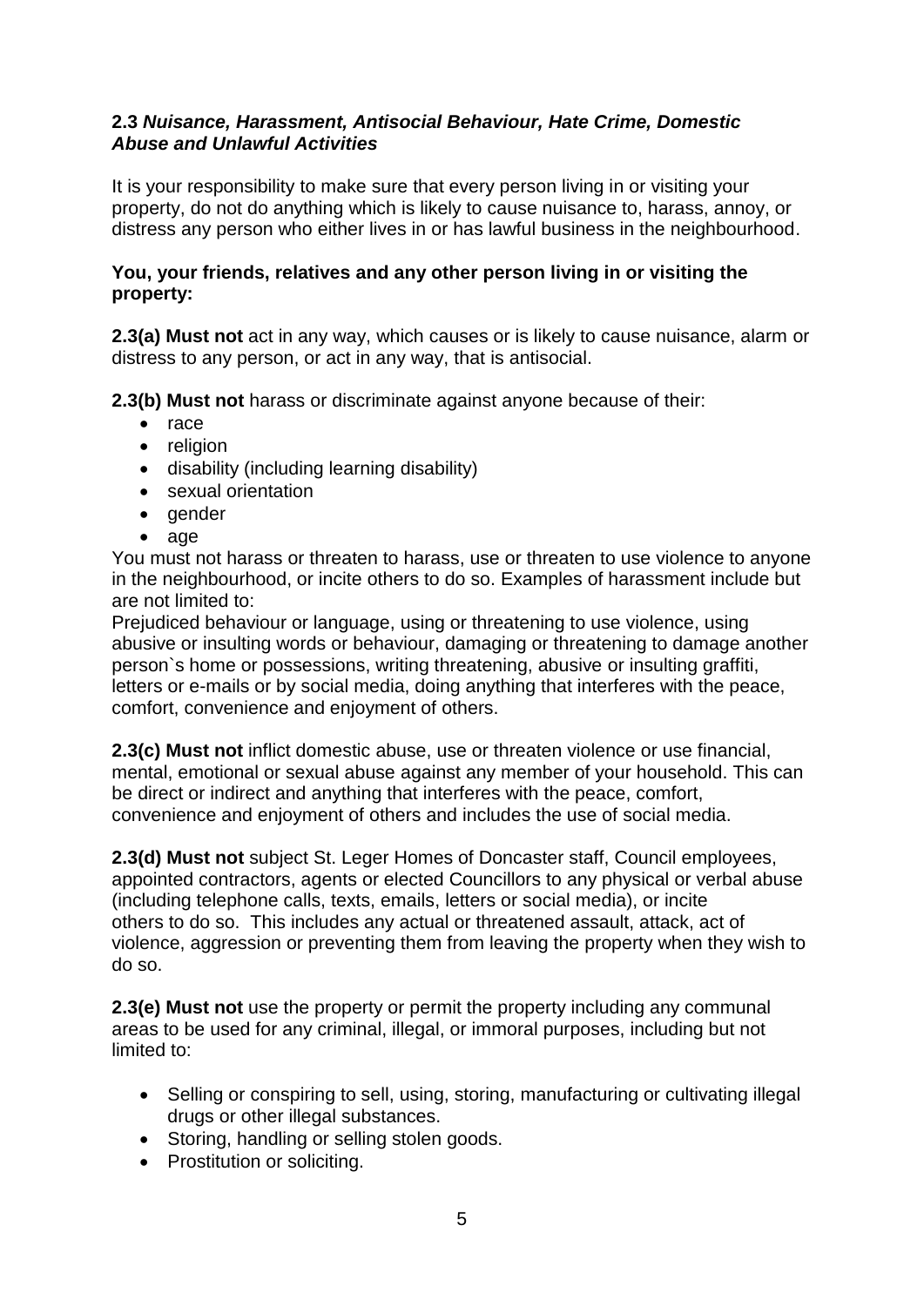### **2.3** ***Nuisance, Harassment, Antisocial Behaviour, Hate Crime, Domestic Abuse and Unlawful Activities***

It is your responsibility to make sure that every person living in or visiting your property, do not do anything which is likely to cause nuisance to, harass, annoy, or distress any person who either lives in or has lawful business in the neighbourhood.

**You, your friends, relatives and any other person living in or visiting the property:**

**2.3(a) Must not** act in any way, which causes or is likely to cause nuisance, alarm or distress to any person, or act in any way, that is antisocial.

**2.3(b) Must not** harass or discriminate against anyone because of their:

- race
- religion
- disability (including learning disability)
- sexual orientation
- gender
- age

You must not harass or threaten to harass, use or threaten to use violence to anyone in the neighbourhood, or incite others to do so. Examples of harassment include but are not limited to:

Prejudiced behaviour or language, using or threatening to use violence, using abusive or insulting words or behaviour, damaging or threatening to damage another person`s home or possessions, writing threatening, abusive or insulting graffiti, letters or e-mails or by social media, doing anything that interferes with the peace, comfort, convenience and enjoyment of others.

**2.3(c) Must not** inflict domestic abuse, use or threaten violence or use financial, mental, emotional or sexual abuse against any member of your household. This can be direct or indirect and anything that interferes with the peace, comfort, convenience and enjoyment of others and includes the use of social media.

**2.3(d) Must not** subject St. Leger Homes of Doncaster staff, Council employees, appointed contractors, agents or elected Councillors to any physical or verbal abuse (including telephone calls, texts, emails, letters or social media), or incite others to do so. This includes any actual or threatened assault, attack, act of violence, aggression or preventing them from leaving the property when they wish to do so.

**2.3(e) Must not** use the property or permit the property including any communal areas to be used for any criminal, illegal, or immoral purposes, including but not limited to:

- Selling or conspiring to sell, using, storing, manufacturing or cultivating illegal drugs or other illegal substances.
- Storing, handling or selling stolen goods.
- Prostitution or soliciting.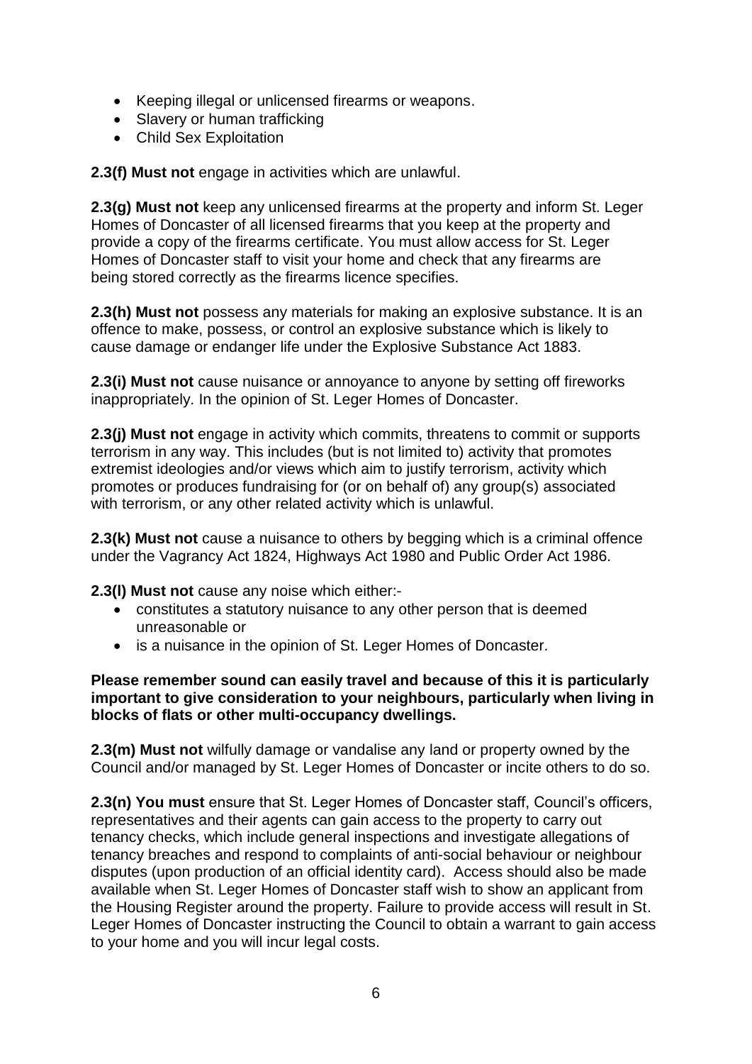- Keeping illegal or unlicensed firearms or weapons.
- Slavery or human trafficking
- Child Sex Exploitation

**2.3(f) Must not** engage in activities which are unlawful.

**2.3(g) Must not** keep any unlicensed firearms at the property and inform St. Leger Homes of Doncaster of all licensed firearms that you keep at the property and provide a copy of the firearms certificate. You must allow access for St. Leger Homes of Doncaster staff to visit your home and check that any firearms are being stored correctly as the firearms licence specifies.

**2.3(h) Must not** possess any materials for making an explosive substance. It is an offence to make, possess, or control an explosive substance which is likely to cause damage or endanger life under the Explosive Substance Act 1883.

**2.3(i) Must not** cause nuisance or annoyance to anyone by setting off fireworks inappropriately. In the opinion of St. Leger Homes of Doncaster.

**2.3(j) Must not** engage in activity which commits, threatens to commit or supports terrorism in any way. This includes (but is not limited to) activity that promotes extremist ideologies and/or views which aim to justify terrorism, activity which promotes or produces fundraising for (or on behalf of) any group(s) associated with terrorism, or any other related activity which is unlawful.

**2.3(k) Must not** cause a nuisance to others by begging which is a criminal offence under the Vagrancy Act 1824, Highways Act 1980 and Public Order Act 1986.

**2.3(l) Must not** cause any noise which either:-

- constitutes a statutory nuisance to any other person that is deemed unreasonable or
- is a nuisance in the opinion of St. Leger Homes of Doncaster.

**Please remember sound can easily travel and because of this it is particularly important to give consideration to your neighbours, particularly when living in blocks of flats or other multi-occupancy dwellings.**

**2.3(m) Must not** wilfully damage or vandalise any land or property owned by the Council and/or managed by St. Leger Homes of Doncaster or incite others to do so.

**2.3(n) You must** ensure that St. Leger Homes of Doncaster staff, Council's officers, representatives and their agents can gain access to the property to carry out tenancy checks, which include general inspections and investigate allegations of tenancy breaches and respond to complaints of anti-social behaviour or neighbour disputes (upon production of an official identity card). Access should also be made available when St. Leger Homes of Doncaster staff wish to show an applicant from the Housing Register around the property. Failure to provide access will result in St. Leger Homes of Doncaster instructing the Council to obtain a warrant to gain access to your home and you will incur legal costs.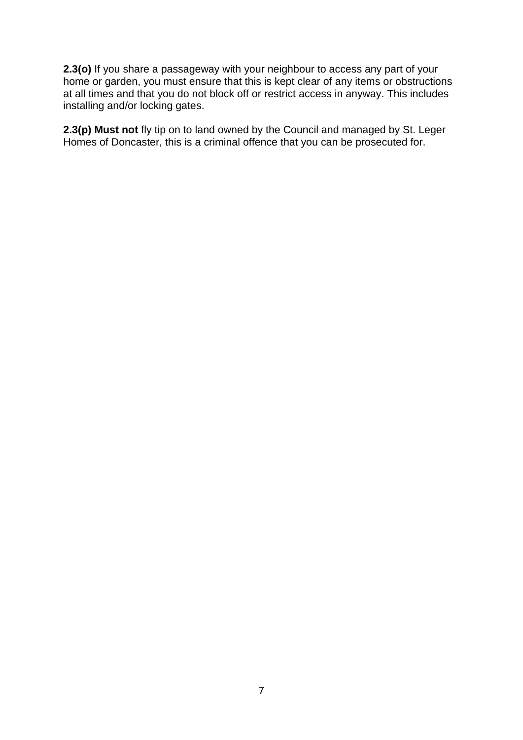**2.3(o)** If you share a passageway with your neighbour to access any part of your home or garden, you must ensure that this is kept clear of any items or obstructions at all times and that you do not block off or restrict access in anyway. This includes installing and/or locking gates.

**2.3(p) Must not** fly tip on to land owned by the Council and managed by St. Leger Homes of Doncaster, this is a criminal offence that you can be prosecuted for.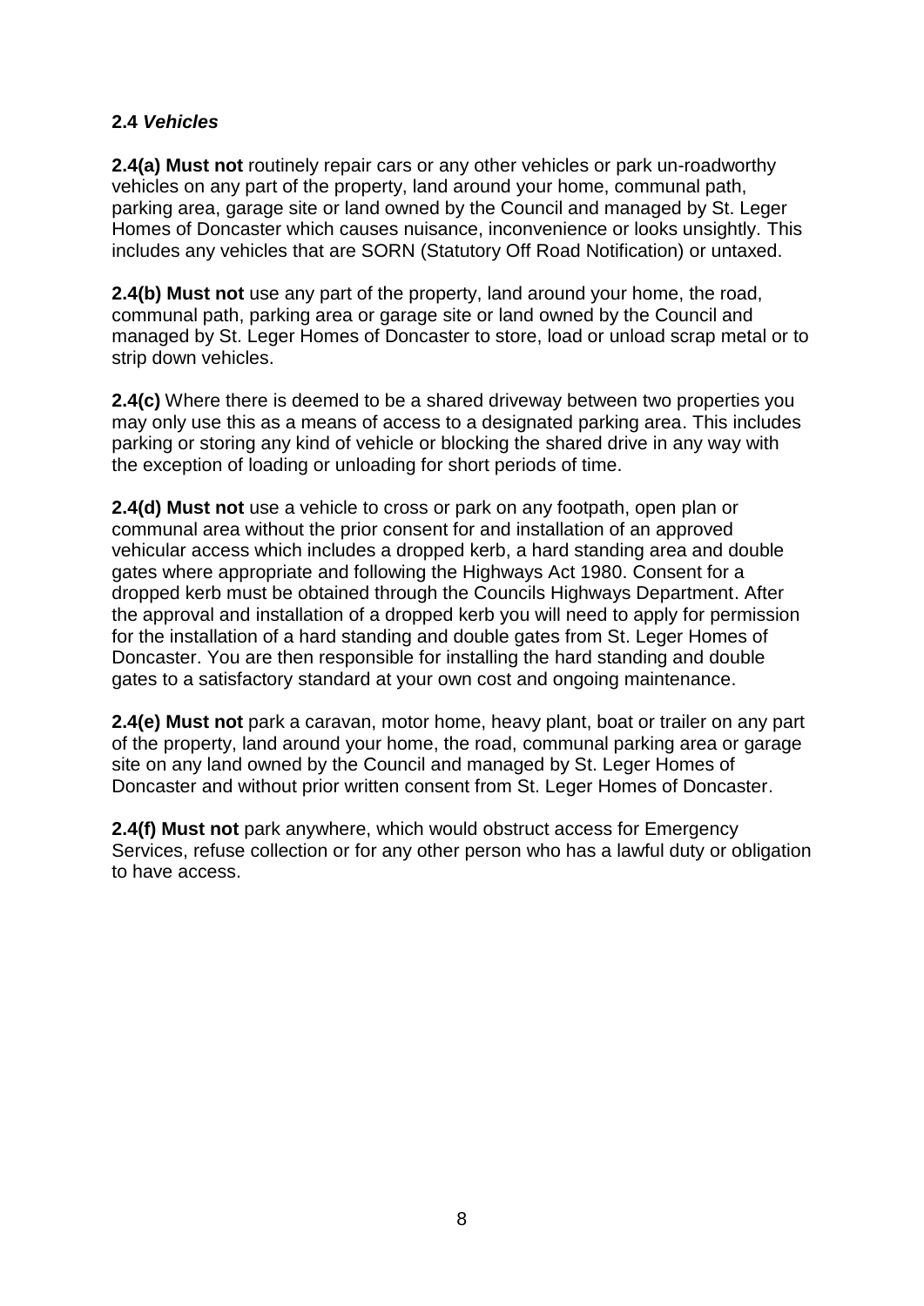**2.4 *Vehicles***

**2.4(a) Must not** routinely repair cars or any other vehicles or park un-roadworthy vehicles on any part of the property, land around your home, communal path, parking area, garage site or land owned by the Council and managed by St. Leger Homes of Doncaster which causes nuisance, inconvenience or looks unsightly. This includes any vehicles that are SORN (Statutory Off Road Notification) or untaxed.

**2.4(b) Must not** use any part of the property, land around your home, the road, communal path, parking area or garage site or land owned by the Council and managed by St. Leger Homes of Doncaster to store, load or unload scrap metal or to strip down vehicles.

**2.4(c)** Where there is deemed to be a shared driveway between two properties you may only use this as a means of access to a designated parking area. This includes parking or storing any kind of vehicle or blocking the shared drive in any way with the exception of loading or unloading for short periods of time.

**2.4(d) Must not** use a vehicle to cross or park on any footpath, open plan or communal area without the prior consent for and installation of an approved vehicular access which includes a dropped kerb, a hard standing area and double gates where appropriate and following the Highways Act 1980. Consent for a dropped kerb must be obtained through the Councils Highways Department. After the approval and installation of a dropped kerb you will need to apply for permission for the installation of a hard standing and double gates from St. Leger Homes of Doncaster. You are then responsible for installing the hard standing and double gates to a satisfactory standard at your own cost and ongoing maintenance.

**2.4(e) Must not** park a caravan, motor home, heavy plant, boat or trailer on any part of the property, land around your home, the road, communal parking area or garage site on any land owned by the Council and managed by St. Leger Homes of Doncaster and without prior written consent from St. Leger Homes of Doncaster.

**2.4(f) Must not** park anywhere, which would obstruct access for Emergency Services, refuse collection or for any other person who has a lawful duty or obligation to have access.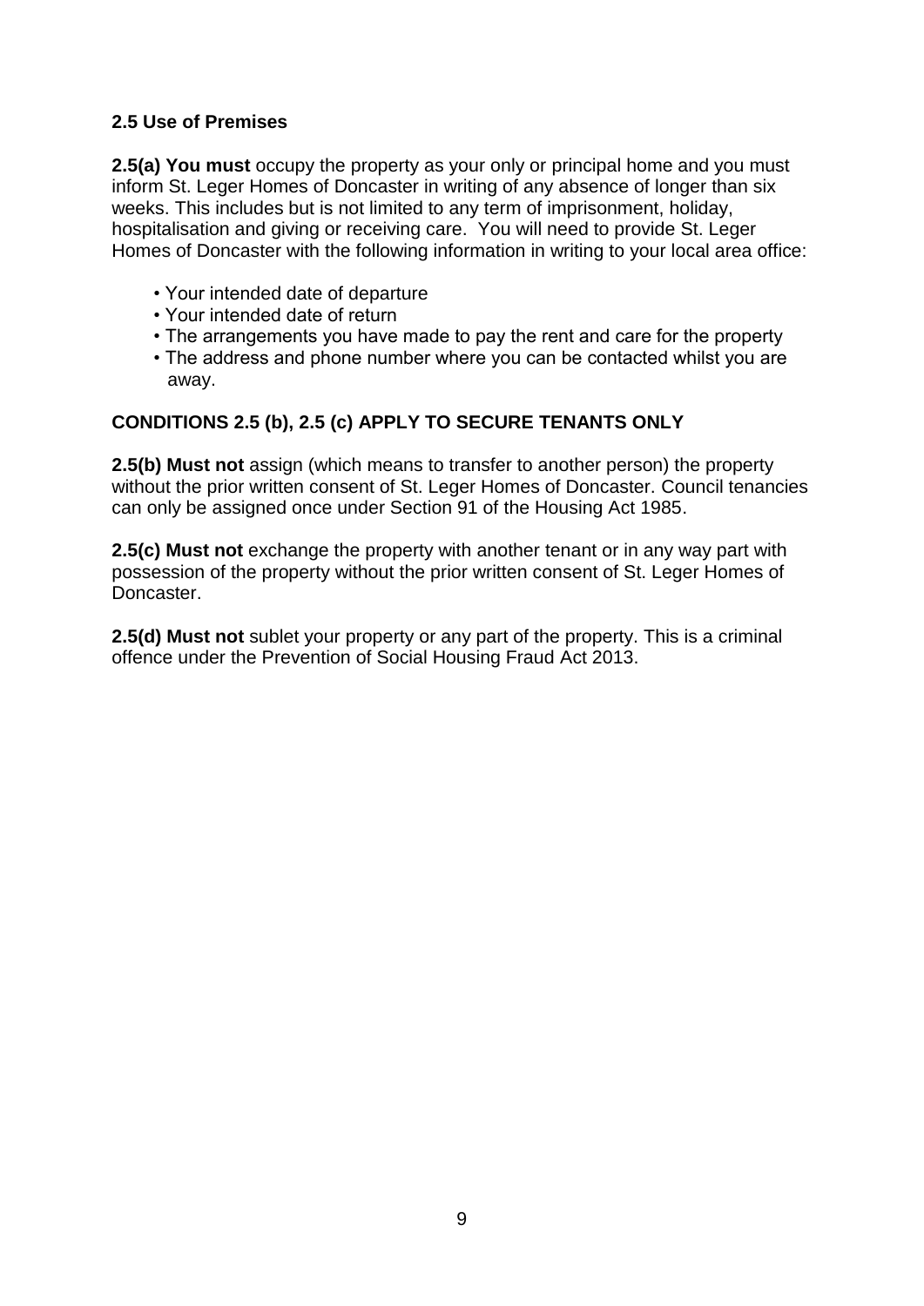### 2.5 Use of Premises

**2.5(a) You must** occupy the property as your only or principal home and you must inform St. Leger Homes of Doncaster in writing of any absence of longer than six weeks. This includes but is not limited to any term of imprisonment, holiday, hospitalisation and giving or receiving care. You will need to provide St. Leger Homes of Doncaster with the following information in writing to your local area office:

- Your intended date of departure
- Your intended date of return
- The arrangements you have made to pay the rent and care for the property
- The address and phone number where you can be contacted whilst you are away.

**CONDITIONS 2.5 (b), 2.5 (c) APPLY TO SECURE TENANTS ONLY**

**2.5(b) Must not** assign (which means to transfer to another person) the property without the prior written consent of St. Leger Homes of Doncaster. Council tenancies can only be assigned once under Section 91 of the Housing Act 1985.

**2.5(c) Must not** exchange the property with another tenant or in any way part with possession of the property without the prior written consent of St. Leger Homes of Doncaster.

**2.5(d) Must not** sublet your property or any part of the property. This is a criminal offence under the Prevention of Social Housing Fraud Act 2013.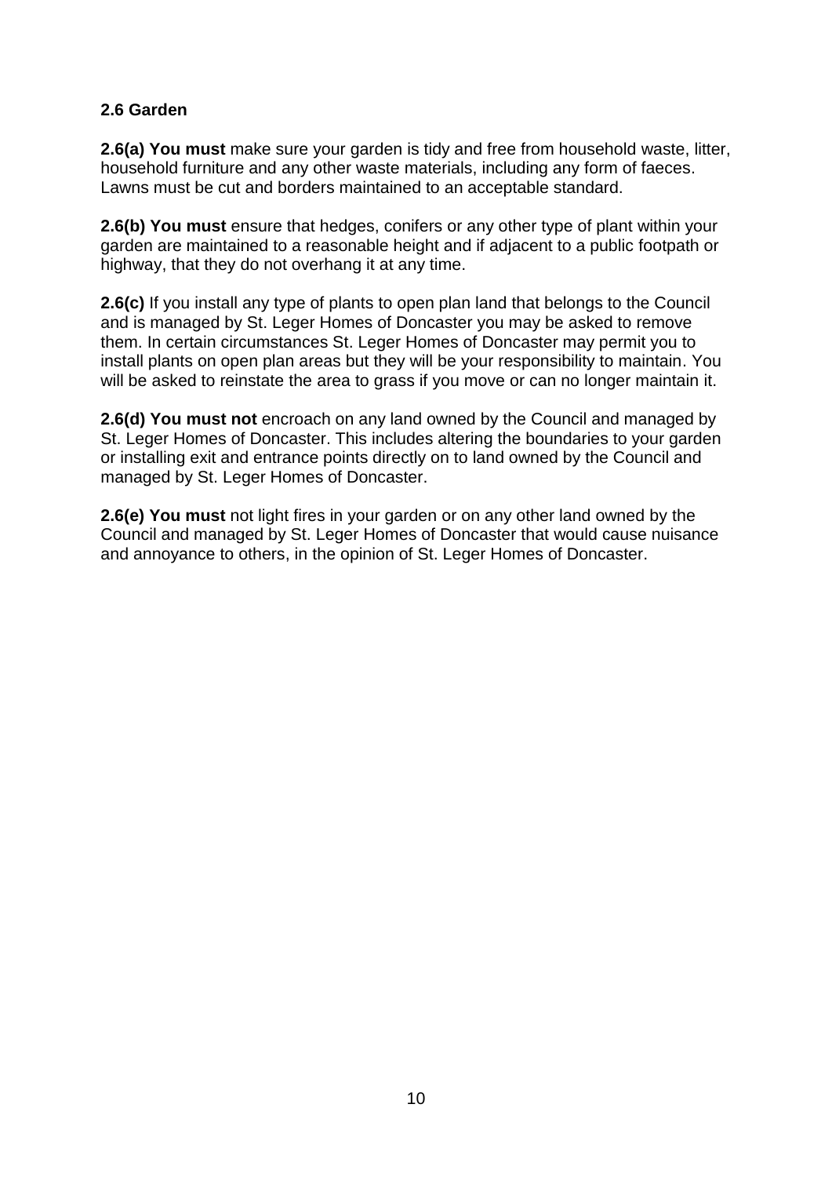### 2.6 Garden

**2.6(a) You must** make sure your garden is tidy and free from household waste, litter, household furniture and any other waste materials, including any form of faeces. Lawns must be cut and borders maintained to an acceptable standard.

**2.6(b) You must** ensure that hedges, conifers or any other type of plant within your garden are maintained to a reasonable height and if adjacent to a public footpath or highway, that they do not overhang it at any time.

**2.6(c)** If you install any type of plants to open plan land that belongs to the Council and is managed by St. Leger Homes of Doncaster you may be asked to remove them. In certain circumstances St. Leger Homes of Doncaster may permit you to install plants on open plan areas but they will be your responsibility to maintain. You will be asked to reinstate the area to grass if you move or can no longer maintain it.

**2.6(d) You must not** encroach on any land owned by the Council and managed by St. Leger Homes of Doncaster. This includes altering the boundaries to your garden or installing exit and entrance points directly on to land owned by the Council and managed by St. Leger Homes of Doncaster.

**2.6(e) You must** not light fires in your garden or on any other land owned by the Council and managed by St. Leger Homes of Doncaster that would cause nuisance and annoyance to others, in the opinion of St. Leger Homes of Doncaster.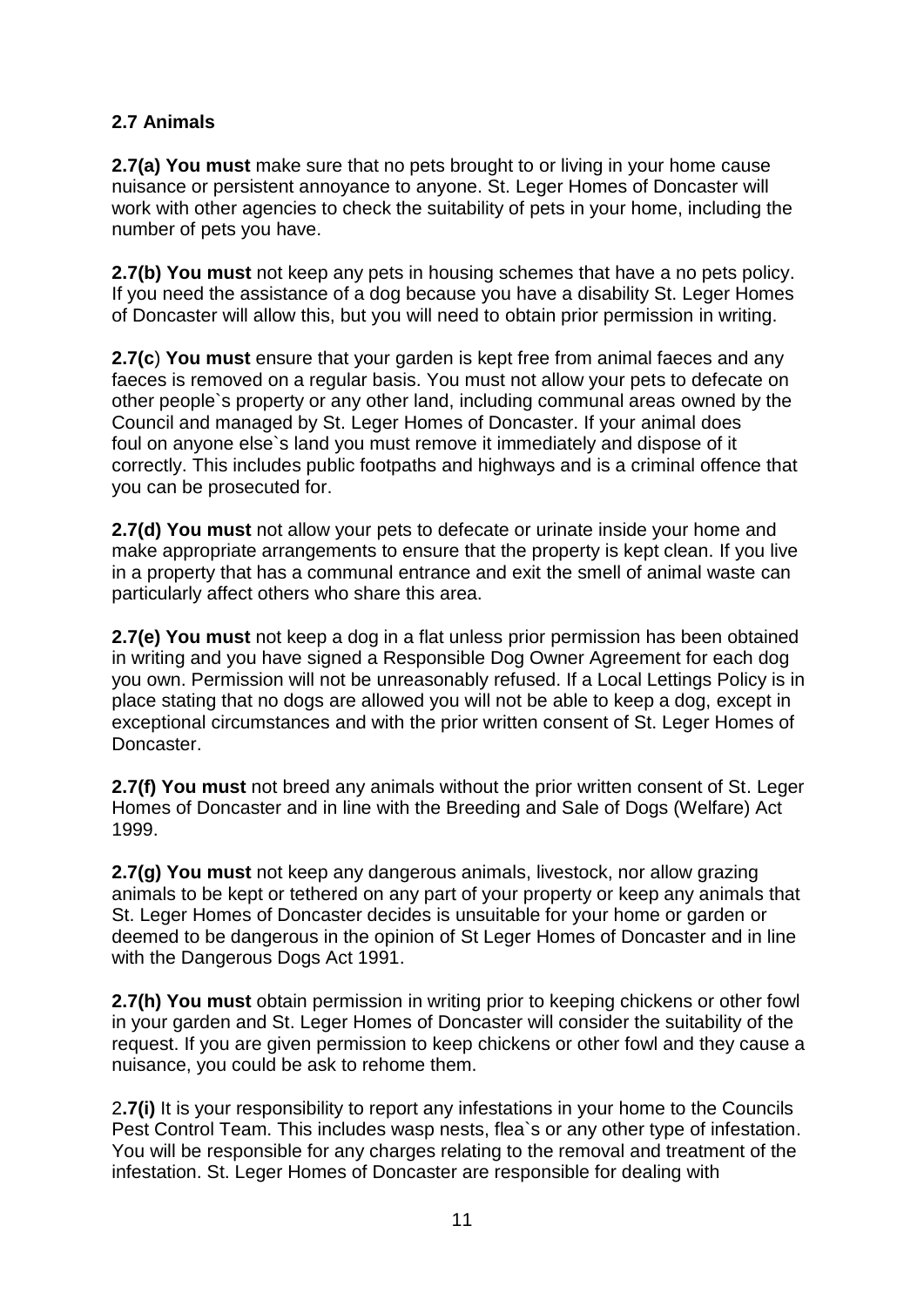## 2.7 Animals

**2.7(a) You must** make sure that no pets brought to or living in your home cause nuisance or persistent annoyance to anyone. St. Leger Homes of Doncaster will work with other agencies to check the suitability of pets in your home, including the number of pets you have.

**2.7(b) You must** not keep any pets in housing schemes that have a no pets policy. If you need the assistance of a dog because you have a disability St. Leger Homes of Doncaster will allow this, but you will need to obtain prior permission in writing.

**2.7(c) You must** ensure that your garden is kept free from animal faeces and any faeces is removed on a regular basis. You must not allow your pets to defecate on other people`s property or any other land, including communal areas owned by the Council and managed by St. Leger Homes of Doncaster. If your animal does foul on anyone else`s land you must remove it immediately and dispose of it correctly. This includes public footpaths and highways and is a criminal offence that you can be prosecuted for.

**2.7(d) You must** not allow your pets to defecate or urinate inside your home and make appropriate arrangements to ensure that the property is kept clean. If you live in a property that has a communal entrance and exit the smell of animal waste can particularly affect others who share this area.

**2.7(e) You must** not keep a dog in a flat unless prior permission has been obtained in writing and you have signed a Responsible Dog Owner Agreement for each dog you own. Permission will not be unreasonably refused. If a Local Lettings Policy is in place stating that no dogs are allowed you will not be able to keep a dog, except in exceptional circumstances and with the prior written consent of St. Leger Homes of Doncaster.

**2.7(f) You must** not breed any animals without the prior written consent of St. Leger Homes of Doncaster and in line with the Breeding and Sale of Dogs (Welfare) Act 1999.

**2.7(g) You must** not keep any dangerous animals, livestock, nor allow grazing animals to be kept or tethered on any part of your property or keep any animals that St. Leger Homes of Doncaster decides is unsuitable for your home or garden or deemed to be dangerous in the opinion of St Leger Homes of Doncaster and in line with the Dangerous Dogs Act 1991.

**2.7(h) You must** obtain permission in writing prior to keeping chickens or other fowl in your garden and St. Leger Homes of Doncaster will consider the suitability of the request. If you are given permission to keep chickens or other fowl and they cause a nuisance, you could be ask to rehome them.

**2.7(i)** It is your responsibility to report any infestations in your home to the Councils Pest Control Team. This includes wasp nests, flea`s or any other type of infestation. You will be responsible for any charges relating to the removal and treatment of the infestation. St. Leger Homes of Doncaster are responsible for dealing with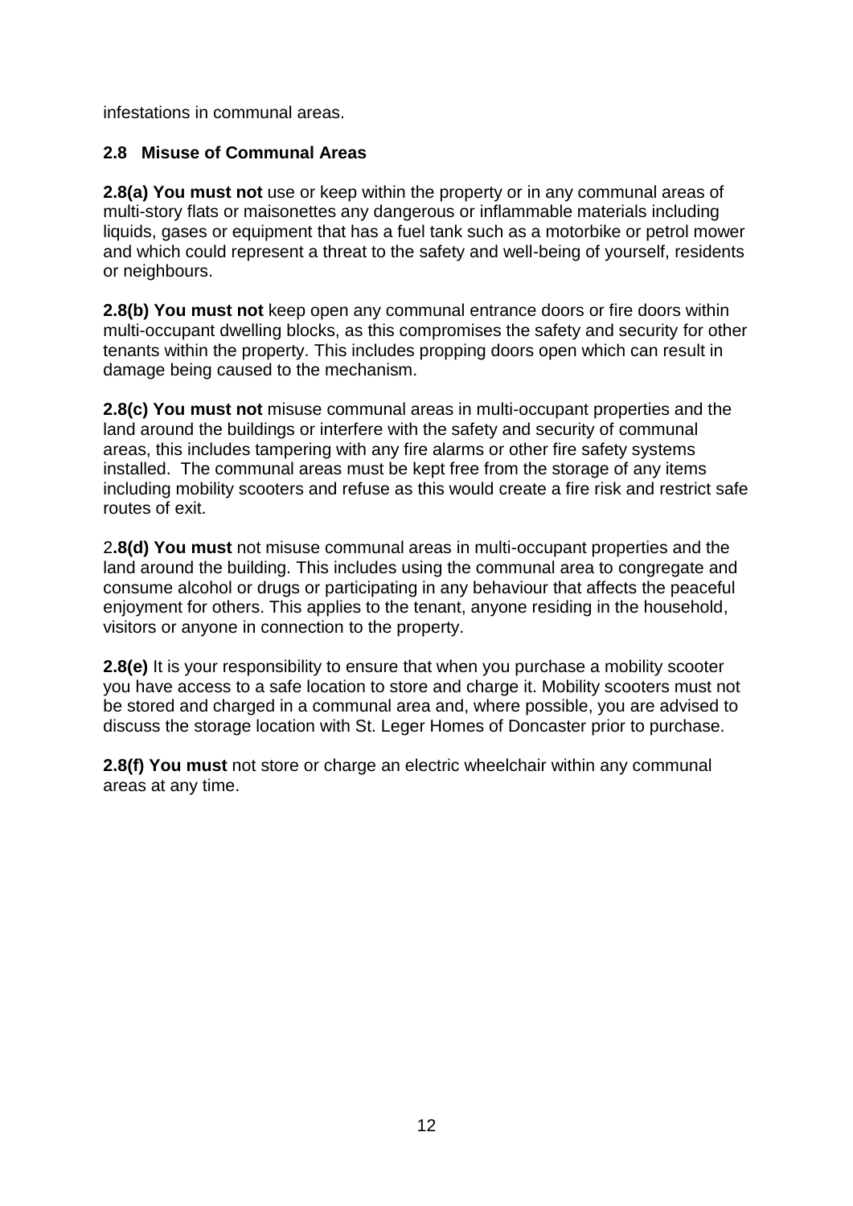infestations in communal areas.

### 2.8 Misuse of Communal Areas

**2.8(a) You must not** use or keep within the property or in any communal areas of multi-story flats or maisonettes any dangerous or inflammable materials including liquids, gases or equipment that has a fuel tank such as a motorbike or petrol mower and which could represent a threat to the safety and well-being of yourself, residents or neighbours.

**2.8(b) You must not** keep open any communal entrance doors or fire doors within multi-occupant dwelling blocks, as this compromises the safety and security for other tenants within the property. This includes propping doors open which can result in damage being caused to the mechanism.

**2.8(c) You must not** misuse communal areas in multi-occupant properties and the land around the buildings or interfere with the safety and security of communal areas, this includes tampering with any fire alarms or other fire safety systems installed. The communal areas must be kept free from the storage of any items including mobility scooters and refuse as this would create a fire risk and restrict safe routes of exit.

2**.8(d) You must** not misuse communal areas in multi-occupant properties and the land around the building. This includes using the communal area to congregate and consume alcohol or drugs or participating in any behaviour that affects the peaceful enjoyment for others. This applies to the tenant, anyone residing in the household, visitors or anyone in connection to the property.

**2.8(e)** It is your responsibility to ensure that when you purchase a mobility scooter you have access to a safe location to store and charge it. Mobility scooters must not be stored and charged in a communal area and, where possible, you are advised to discuss the storage location with St. Leger Homes of Doncaster prior to purchase.

**2.8(f) You must** not store or charge an electric wheelchair within any communal areas at any time.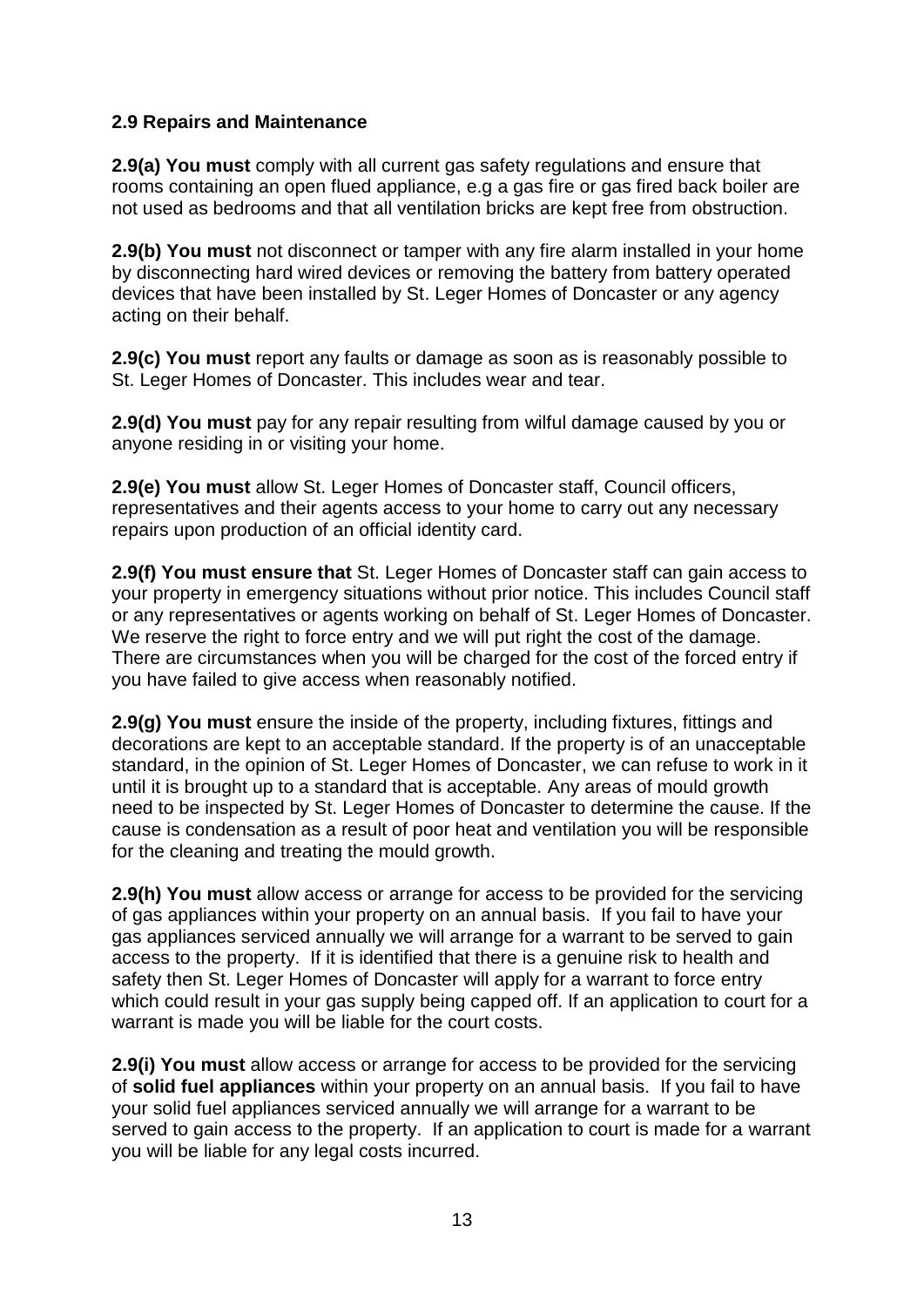**2.9 Repairs and Maintenance**

**2.9(a) You must** comply with all current gas safety regulations and ensure that rooms containing an open flued appliance, e.g a gas fire or gas fired back boiler are not used as bedrooms and that all ventilation bricks are kept free from obstruction.

**2.9(b) You must** not disconnect or tamper with any fire alarm installed in your home by disconnecting hard wired devices or removing the battery from battery operated devices that have been installed by St. Leger Homes of Doncaster or any agency acting on their behalf.

**2.9(c) You must** report any faults or damage as soon as is reasonably possible to St. Leger Homes of Doncaster. This includes wear and tear.

**2.9(d) You must** pay for any repair resulting from wilful damage caused by you or anyone residing in or visiting your home.

**2.9(e) You must** allow St. Leger Homes of Doncaster staff, Council officers, representatives and their agents access to your home to carry out any necessary repairs upon production of an official identity card.

**2.9(f) You must ensure that** St. Leger Homes of Doncaster staff can gain access to your property in emergency situations without prior notice. This includes Council staff or any representatives or agents working on behalf of St. Leger Homes of Doncaster. We reserve the right to force entry and we will put right the cost of the damage. There are circumstances when you will be charged for the cost of the forced entry if you have failed to give access when reasonably notified.

**2.9(g) You must** ensure the inside of the property, including fixtures, fittings and decorations are kept to an acceptable standard. If the property is of an unacceptable standard, in the opinion of St. Leger Homes of Doncaster, we can refuse to work in it until it is brought up to a standard that is acceptable. Any areas of mould growth need to be inspected by St. Leger Homes of Doncaster to determine the cause. If the cause is condensation as a result of poor heat and ventilation you will be responsible for the cleaning and treating the mould growth.

**2.9(h) You must** allow access or arrange for access to be provided for the servicing of gas appliances within your property on an annual basis. If you fail to have your gas appliances serviced annually we will arrange for a warrant to be served to gain access to the property. If it is identified that there is a genuine risk to health and safety then St. Leger Homes of Doncaster will apply for a warrant to force entry which could result in your gas supply being capped off. If an application to court for a warrant is made you will be liable for the court costs.

**2.9(i) You must** allow access or arrange for access to be provided for the servicing of **solid fuel appliances** within your property on an annual basis. If you fail to have your solid fuel appliances serviced annually we will arrange for a warrant to be served to gain access to the property. If an application to court is made for a warrant you will be liable for any legal costs incurred.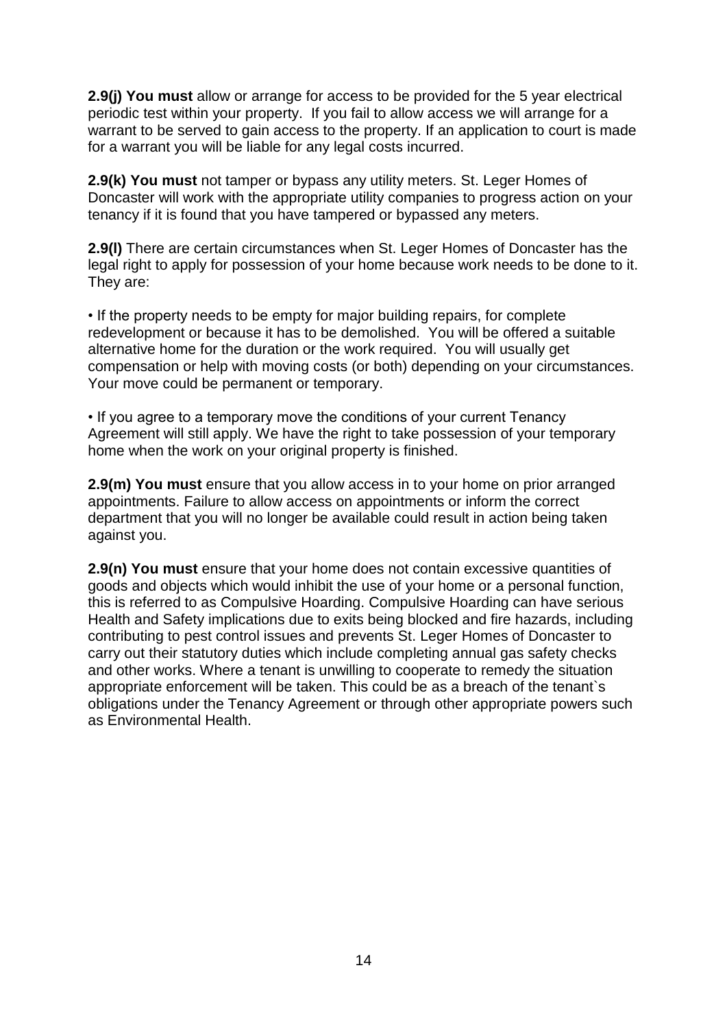**2.9(j) You must** allow or arrange for access to be provided for the 5 year electrical periodic test within your property. If you fail to allow access we will arrange for a warrant to be served to gain access to the property. If an application to court is made for a warrant you will be liable for any legal costs incurred.

**2.9(k) You must** not tamper or bypass any utility meters. St. Leger Homes of Doncaster will work with the appropriate utility companies to progress action on your tenancy if it is found that you have tampered or bypassed any meters.

**2.9(l)** There are certain circumstances when St. Leger Homes of Doncaster has the legal right to apply for possession of your home because work needs to be done to it. They are:

- If the property needs to be empty for major building repairs, for complete redevelopment or because it has to be demolished. You will be offered a suitable alternative home for the duration or the work required. You will usually get compensation or help with moving costs (or both) depending on your circumstances. Your move could be permanent or temporary.

- If you agree to a temporary move the conditions of your current Tenancy Agreement will still apply. We have the right to take possession of your temporary home when the work on your original property is finished.

**2.9(m) You must** ensure that you allow access in to your home on prior arranged appointments. Failure to allow access on appointments or inform the correct department that you will no longer be available could result in action being taken against you.

**2.9(n) You must** ensure that your home does not contain excessive quantities of goods and objects which would inhibit the use of your home or a personal function, this is referred to as Compulsive Hoarding. Compulsive Hoarding can have serious Health and Safety implications due to exits being blocked and fire hazards, including contributing to pest control issues and prevents St. Leger Homes of Doncaster to carry out their statutory duties which include completing annual gas safety checks and other works. Where a tenant is unwilling to cooperate to remedy the situation appropriate enforcement will be taken. This could be as a breach of the tenant`s obligations under the Tenancy Agreement or through other appropriate powers such as Environmental Health.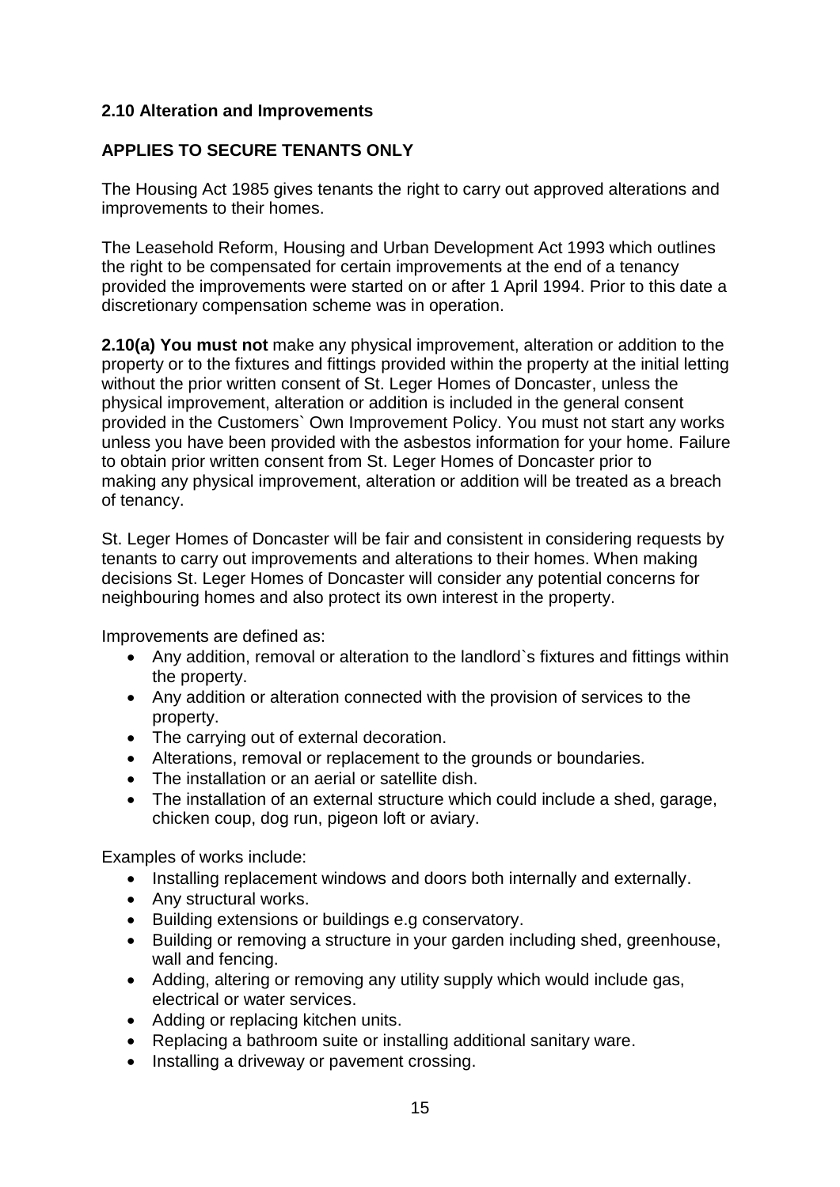## 2.10 Alteration and Improvements

**APPLIES TO SECURE TENANTS ONLY**

The Housing Act 1985 gives tenants the right to carry out approved alterations and improvements to their homes.

The Leasehold Reform, Housing and Urban Development Act 1993 which outlines the right to be compensated for certain improvements at the end of a tenancy provided the improvements were started on or after 1 April 1994. Prior to this date a discretionary compensation scheme was in operation.

**2.10(a) You must not** make any physical improvement, alteration or addition to the property or to the fixtures and fittings provided within the property at the initial letting without the prior written consent of St. Leger Homes of Doncaster, unless the physical improvement, alteration or addition is included in the general consent provided in the Customers` Own Improvement Policy. You must not start any works unless you have been provided with the asbestos information for your home. Failure to obtain prior written consent from St. Leger Homes of Doncaster prior to making any physical improvement, alteration or addition will be treated as a breach of tenancy.

St. Leger Homes of Doncaster will be fair and consistent in considering requests by tenants to carry out improvements and alterations to their homes. When making decisions St. Leger Homes of Doncaster will consider any potential concerns for neighbouring homes and also protect its own interest in the property.

Improvements are defined as:

- Any addition, removal or alteration to the landlord`s fixtures and fittings within the property.
- Any addition or alteration connected with the provision of services to the property.
- The carrying out of external decoration.
- Alterations, removal or replacement to the grounds or boundaries.
- The installation or an aerial or satellite dish.
- The installation of an external structure which could include a shed, garage, chicken coup, dog run, pigeon loft or aviary.

Examples of works include:

- Installing replacement windows and doors both internally and externally.
- Any structural works.
- Building extensions or buildings e.g conservatory.
- Building or removing a structure in your garden including shed, greenhouse, wall and fencing.
- Adding, altering or removing any utility supply which would include gas, electrical or water services.
- Adding or replacing kitchen units.
- Replacing a bathroom suite or installing additional sanitary ware.
- Installing a driveway or pavement crossing.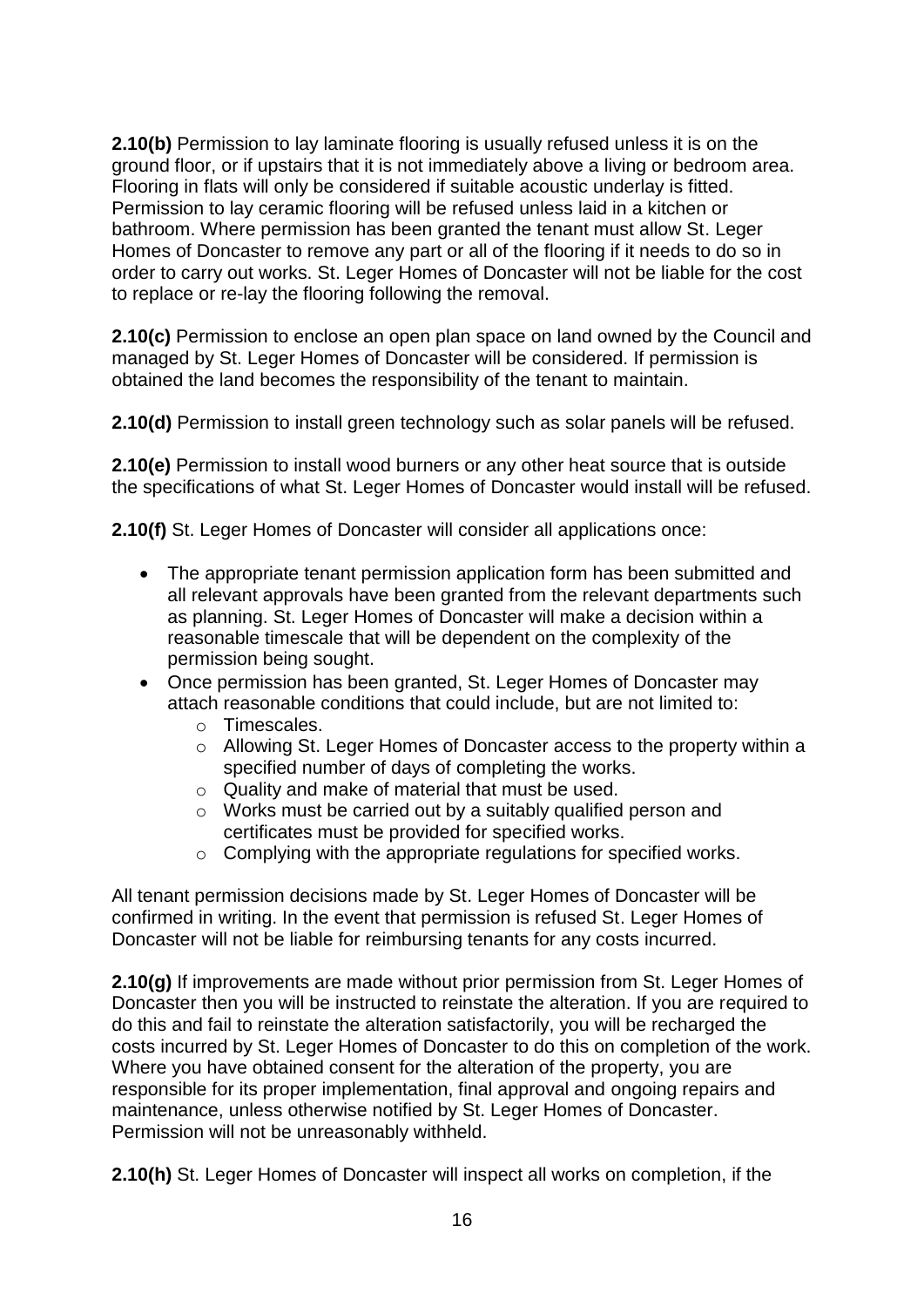**2.10(b)** Permission to lay laminate flooring is usually refused unless it is on the ground floor, or if upstairs that it is not immediately above a living or bedroom area. Flooring in flats will only be considered if suitable acoustic underlay is fitted. Permission to lay ceramic flooring will be refused unless laid in a kitchen or bathroom. Where permission has been granted the tenant must allow St. Leger Homes of Doncaster to remove any part or all of the flooring if it needs to do so in order to carry out works. St. Leger Homes of Doncaster will not be liable for the cost to replace or re-lay the flooring following the removal.

**2.10(c)** Permission to enclose an open plan space on land owned by the Council and managed by St. Leger Homes of Doncaster will be considered. If permission is obtained the land becomes the responsibility of the tenant to maintain.

**2.10(d)** Permission to install green technology such as solar panels will be refused.

**2.10(e)** Permission to install wood burners or any other heat source that is outside the specifications of what St. Leger Homes of Doncaster would install will be refused.

**2.10(f)** St. Leger Homes of Doncaster will consider all applications once:

- The appropriate tenant permission application form has been submitted and all relevant approvals have been granted from the relevant departments such as planning. St. Leger Homes of Doncaster will make a decision within a reasonable timescale that will be dependent on the complexity of the permission being sought.
- Once permission has been granted, St. Leger Homes of Doncaster may attach reasonable conditions that could include, but are not limited to:
  - Timescales.
  - Allowing St. Leger Homes of Doncaster access to the property within a specified number of days of completing the works.
  - Quality and make of material that must be used.
  - Works must be carried out by a suitably qualified person and certificates must be provided for specified works.
  - Complying with the appropriate regulations for specified works.

All tenant permission decisions made by St. Leger Homes of Doncaster will be confirmed in writing. In the event that permission is refused St. Leger Homes of Doncaster will not be liable for reimbursing tenants for any costs incurred.

**2.10(g)** If improvements are made without prior permission from St. Leger Homes of Doncaster then you will be instructed to reinstate the alteration. If you are required to do this and fail to reinstate the alteration satisfactorily, you will be recharged the costs incurred by St. Leger Homes of Doncaster to do this on completion of the work. Where you have obtained consent for the alteration of the property, you are responsible for its proper implementation, final approval and ongoing repairs and maintenance, unless otherwise notified by St. Leger Homes of Doncaster. Permission will not be unreasonably withheld.

**2.10(h)** St. Leger Homes of Doncaster will inspect all works on completion, if the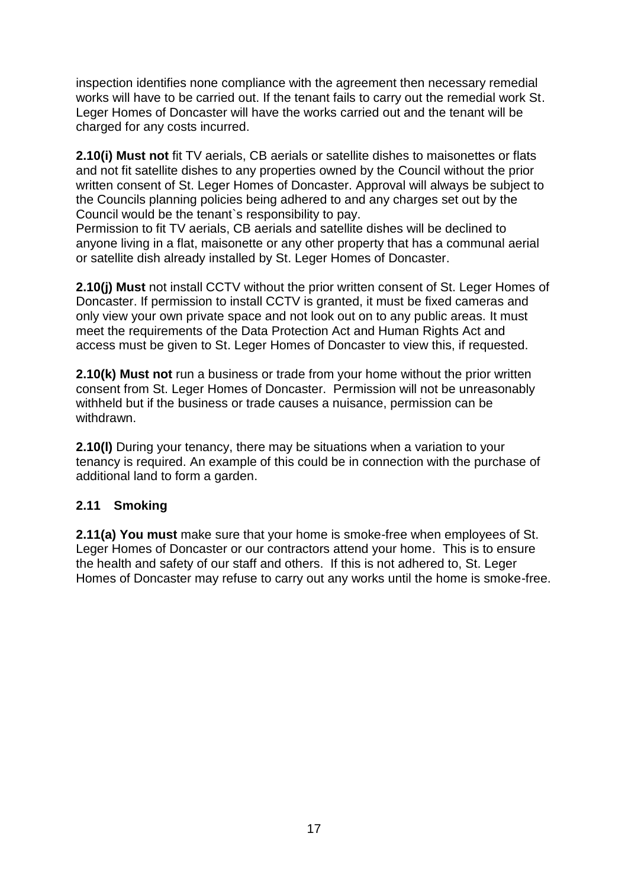inspection identifies none compliance with the agreement then necessary remedial works will have to be carried out. If the tenant fails to carry out the remedial work St. Leger Homes of Doncaster will have the works carried out and the tenant will be charged for any costs incurred.

**2.10(i) Must not** fit TV aerials, CB aerials or satellite dishes to maisonettes or flats and not fit satellite dishes to any properties owned by the Council without the prior written consent of St. Leger Homes of Doncaster. Approval will always be subject to the Councils planning policies being adhered to and any charges set out by the Council would be the tenant`s responsibility to pay.
Permission to fit TV aerials, CB aerials and satellite dishes will be declined to anyone living in a flat, maisonette or any other property that has a communal aerial or satellite dish already installed by St. Leger Homes of Doncaster.

**2.10(j) Must** not install CCTV without the prior written consent of St. Leger Homes of Doncaster. If permission to install CCTV is granted, it must be fixed cameras and only view your own private space and not look out on to any public areas. It must meet the requirements of the Data Protection Act and Human Rights Act and access must be given to St. Leger Homes of Doncaster to view this, if requested.

**2.10(k) Must not** run a business or trade from your home without the prior written consent from St. Leger Homes of Doncaster. Permission will not be unreasonably withheld but if the business or trade causes a nuisance, permission can be withdrawn.

**2.10(l)** During your tenancy, there may be situations when a variation to your tenancy is required. An example of this could be in connection with the purchase of additional land to form a garden.

## 2.11 Smoking

**2.11(a) You must** make sure that your home is smoke-free when employees of St. Leger Homes of Doncaster or our contractors attend your home. This is to ensure the health and safety of our staff and others. If this is not adhered to, St. Leger Homes of Doncaster may refuse to carry out any works until the home is smoke-free.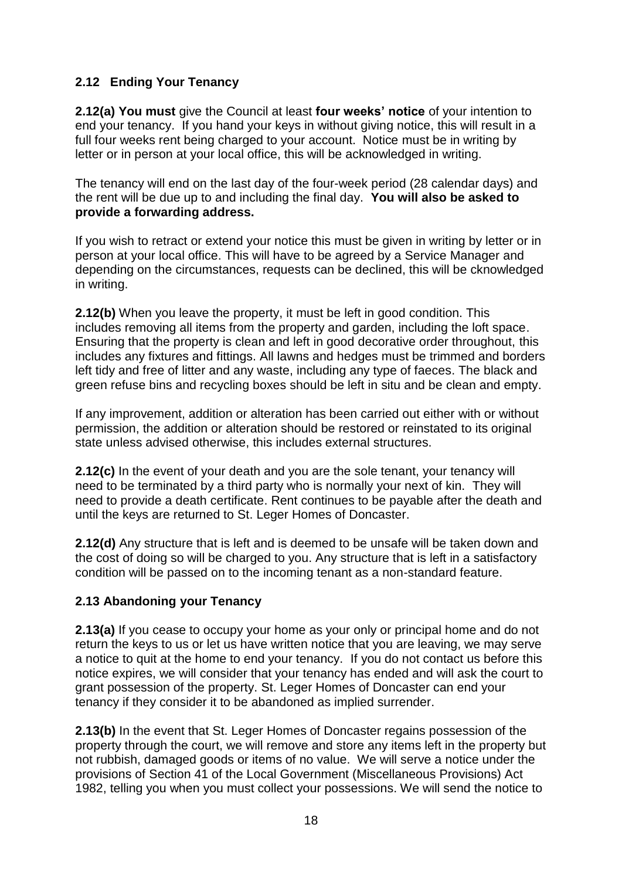## 2.12 Ending Your Tenancy

**2.12(a) You must** give the Council at least **four weeks' notice** of your intention to end your tenancy. If you hand your keys in without giving notice, this will result in a full four weeks rent being charged to your account. Notice must be in writing by letter or in person at your local office, this will be acknowledged in writing.

The tenancy will end on the last day of the four-week period (28 calendar days) and the rent will be due up to and including the final day. **You will also be asked to provide a forwarding address.**

If you wish to retract or extend your notice this must be given in writing by letter or in person at your local office. This will have to be agreed by a Service Manager and depending on the circumstances, requests can be declined, this will be cknowledged in writing.

**2.12(b)** When you leave the property, it must be left in good condition. This includes removing all items from the property and garden, including the loft space. Ensuring that the property is clean and left in good decorative order throughout, this includes any fixtures and fittings. All lawns and hedges must be trimmed and borders left tidy and free of litter and any waste, including any type of faeces. The black and green refuse bins and recycling boxes should be left in situ and be clean and empty.

If any improvement, addition or alteration has been carried out either with or without permission, the addition or alteration should be restored or reinstated to its original state unless advised otherwise, this includes external structures.

**2.12(c)** In the event of your death and you are the sole tenant, your tenancy will need to be terminated by a third party who is normally your next of kin. They will need to provide a death certificate. Rent continues to be payable after the death and until the keys are returned to St. Leger Homes of Doncaster.

**2.12(d)** Any structure that is left and is deemed to be unsafe will be taken down and the cost of doing so will be charged to you. Any structure that is left in a satisfactory condition will be passed on to the incoming tenant as a non-standard feature.

## 2.13 Abandoning your Tenancy

**2.13(a)** If you cease to occupy your home as your only or principal home and do not return the keys to us or let us have written notice that you are leaving, we may serve a notice to quit at the home to end your tenancy. If you do not contact us before this notice expires, we will consider that your tenancy has ended and will ask the court to grant possession of the property. St. Leger Homes of Doncaster can end your tenancy if they consider it to be abandoned as implied surrender.

**2.13(b)** In the event that St. Leger Homes of Doncaster regains possession of the property through the court, we will remove and store any items left in the property but not rubbish, damaged goods or items of no value. We will serve a notice under the provisions of Section 41 of the Local Government (Miscellaneous Provisions) Act 1982, telling you when you must collect your possessions. We will send the notice to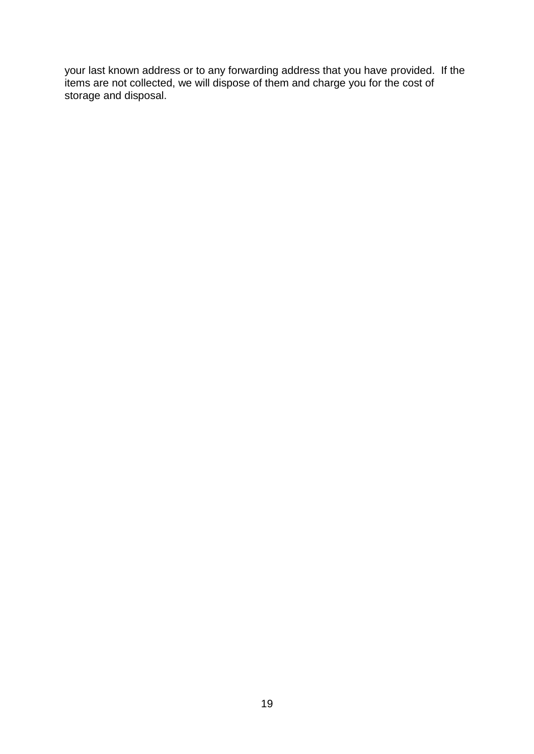your last known address or to any forwarding address that you have provided. If the items are not collected, we will dispose of them and charge you for the cost of storage and disposal.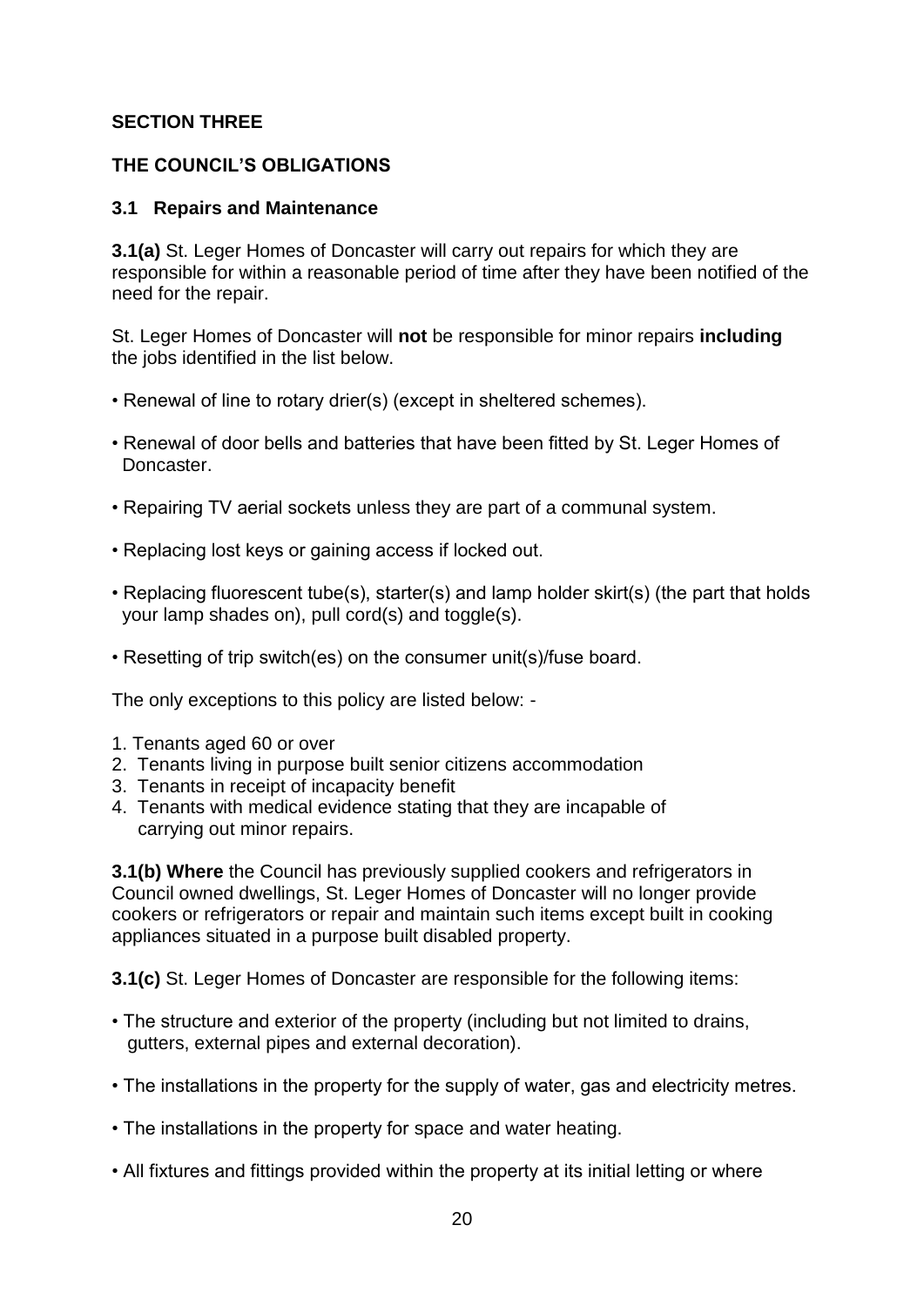## SECTION THREE

## THE COUNCIL'S OBLIGATIONS

### 3.1 Repairs and Maintenance

**3.1(a)** St. Leger Homes of Doncaster will carry out repairs for which they are responsible for within a reasonable period of time after they have been notified of the need for the repair.

St. Leger Homes of Doncaster will **not** be responsible for minor repairs **including** the jobs identified in the list below.

- Renewal of line to rotary drier(s) (except in sheltered schemes).
- Renewal of door bells and batteries that have been fitted by St. Leger Homes of Doncaster.
- Repairing TV aerial sockets unless they are part of a communal system.
- Replacing lost keys or gaining access if locked out.
- Replacing fluorescent tube(s), starter(s) and lamp holder skirt(s) (the part that holds your lamp shades on), pull cord(s) and toggle(s).
- Resetting of trip switch(es) on the consumer unit(s)/fuse board.

The only exceptions to this policy are listed below: -

1. Tenants aged 60 or over
2. Tenants living in purpose built senior citizens accommodation
3. Tenants in receipt of incapacity benefit
4. Tenants with medical evidence stating that they are incapable of carrying out minor repairs.

**3.1(b) Where** the Council has previously supplied cookers and refrigerators in Council owned dwellings, St. Leger Homes of Doncaster will no longer provide cookers or refrigerators or repair and maintain such items except built in cooking appliances situated in a purpose built disabled property.

**3.1(c)** St. Leger Homes of Doncaster are responsible for the following items:

- The structure and exterior of the property (including but not limited to drains, gutters, external pipes and external decoration).
- The installations in the property for the supply of water, gas and electricity metres.
- The installations in the property for space and water heating.
- All fixtures and fittings provided within the property at its initial letting or where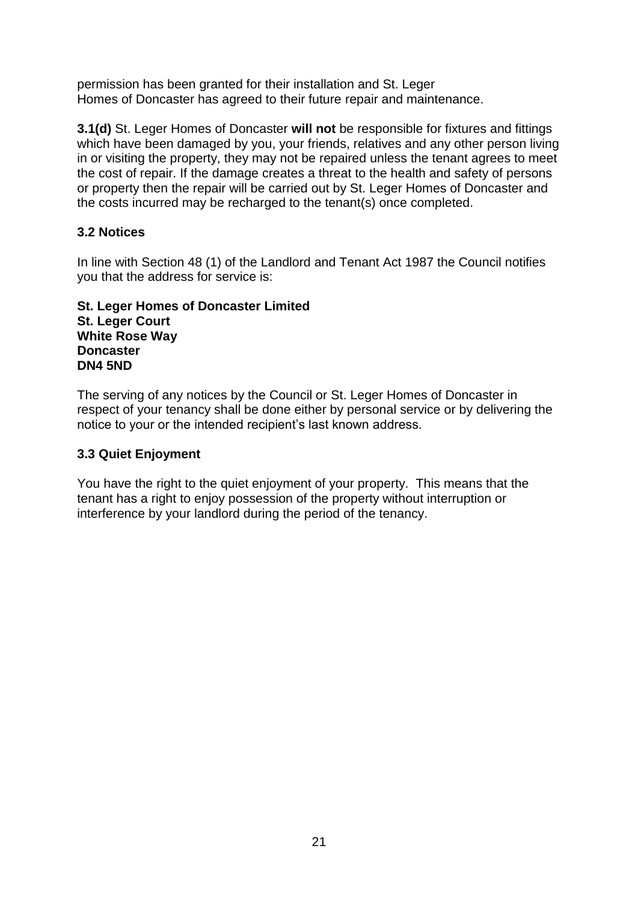permission has been granted for their installation and St. Leger Homes of Doncaster has agreed to their future repair and maintenance.

**3.1(d)** St. Leger Homes of Doncaster **will not** be responsible for fixtures and fittings which have been damaged by you, your friends, relatives and any other person living in or visiting the property, they may not be repaired unless the tenant agrees to meet the cost of repair. If the damage creates a threat to the health and safety of persons or property then the repair will be carried out by St. Leger Homes of Doncaster and the costs incurred may be recharged to the tenant(s) once completed.

### 3.2 Notices

In line with Section 48 (1) of the Landlord and Tenant Act 1987 the Council notifies you that the address for service is:

**St. Leger Homes of Doncaster Limited**
**St. Leger Court**
**White Rose Way**
**Doncaster**
**DN4 5ND**

The serving of any notices by the Council or St. Leger Homes of Doncaster in respect of your tenancy shall be done either by personal service or by delivering the notice to your or the intended recipient's last known address.

### 3.3 Quiet Enjoyment

You have the right to the quiet enjoyment of your property. This means that the tenant has a right to enjoy possession of the property without interruption or interference by your landlord during the period of the tenancy.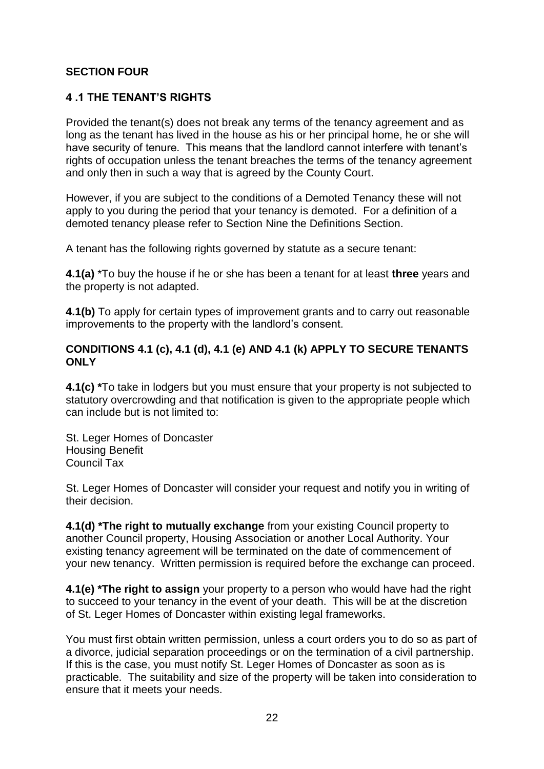## SECTION FOUR

### 4 .1 THE TENANT'S RIGHTS

Provided the tenant(s) does not break any terms of the tenancy agreement and as long as the tenant has lived in the house as his or her principal home, he or she will have security of tenure. This means that the landlord cannot interfere with tenant's rights of occupation unless the tenant breaches the terms of the tenancy agreement and only then in such a way that is agreed by the County Court.

However, if you are subject to the conditions of a Demoted Tenancy these will not apply to you during the period that your tenancy is demoted. For a definition of a demoted tenancy please refer to Section Nine the Definitions Section.

A tenant has the following rights governed by statute as a secure tenant:

**4.1(a)** *To buy the house if he or she has been a tenant for at least **three** years and the property is not adapted.

**4.1(b)** To apply for certain types of improvement grants and to carry out reasonable improvements to the property with the landlord's consent.

**CONDITIONS 4.1 (c), 4.1 (d), 4.1 (e) AND 4.1 (k) APPLY TO SECURE TENANTS ONLY**

**4.1(c) ***To take in lodgers but you must ensure that your property is not subjected to statutory overcrowding and that notification is given to the appropriate people which can include but is not limited to:

St. Leger Homes of Doncaster
Housing Benefit
Council Tax

St. Leger Homes of Doncaster will consider your request and notify you in writing of their decision.

**4.1(d) *The right to mutually exchange** from your existing Council property to another Council property, Housing Association or another Local Authority. Your existing tenancy agreement will be terminated on the date of commencement of your new tenancy. Written permission is required before the exchange can proceed.

**4.1(e) *The right to assign** your property to a person who would have had the right to succeed to your tenancy in the event of your death. This will be at the discretion of St. Leger Homes of Doncaster within existing legal frameworks.

You must first obtain written permission, unless a court orders you to do so as part of a divorce, judicial separation proceedings or on the termination of a civil partnership. If this is the case, you must notify St. Leger Homes of Doncaster as soon as is practicable. The suitability and size of the property will be taken into consideration to ensure that it meets your needs.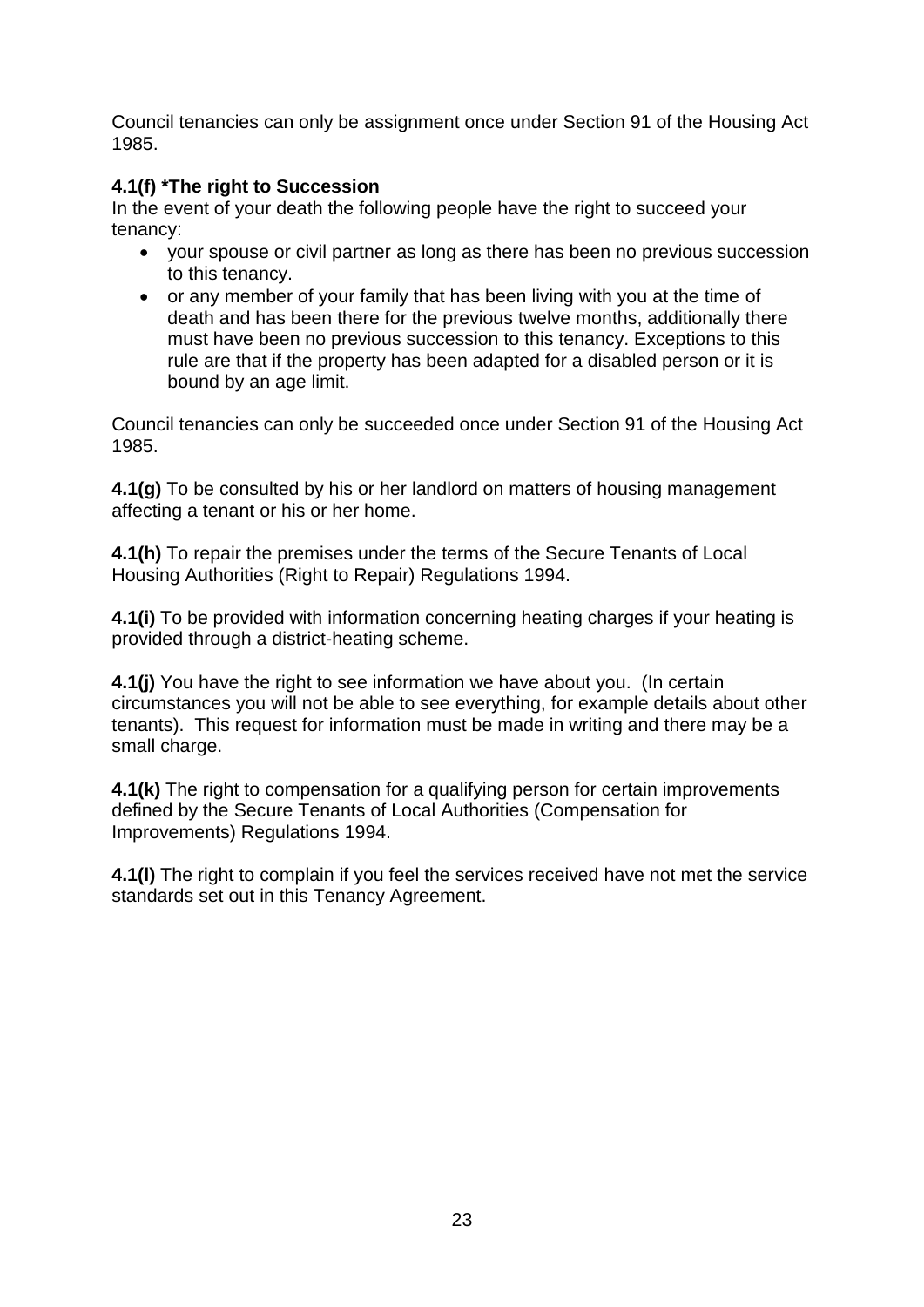Council tenancies can only be assignment once under Section 91 of the Housing Act 1985.

#### 4.1(f) *The right to Succession

In the event of your death the following people have the right to succeed your tenancy:

- your spouse or civil partner as long as there has been no previous succession to this tenancy.
- or any member of your family that has been living with you at the time of death and has been there for the previous twelve months, additionally there must have been no previous succession to this tenancy. Exceptions to this rule are that if the property has been adapted for a disabled person or it is bound by an age limit.

Council tenancies can only be succeeded once under Section 91 of the Housing Act 1985.

**4.1(g)** To be consulted by his or her landlord on matters of housing management affecting a tenant or his or her home.

**4.1(h)** To repair the premises under the terms of the Secure Tenants of Local Housing Authorities (Right to Repair) Regulations 1994.

**4.1(i)** To be provided with information concerning heating charges if your heating is provided through a district-heating scheme.

**4.1(j)** You have the right to see information we have about you. (In certain circumstances you will not be able to see everything, for example details about other tenants). This request for information must be made in writing and there may be a small charge.

**4.1(k)** The right to compensation for a qualifying person for certain improvements defined by the Secure Tenants of Local Authorities (Compensation for Improvements) Regulations 1994.

**4.1(l)** The right to complain if you feel the services received have not met the service standards set out in this Tenancy Agreement.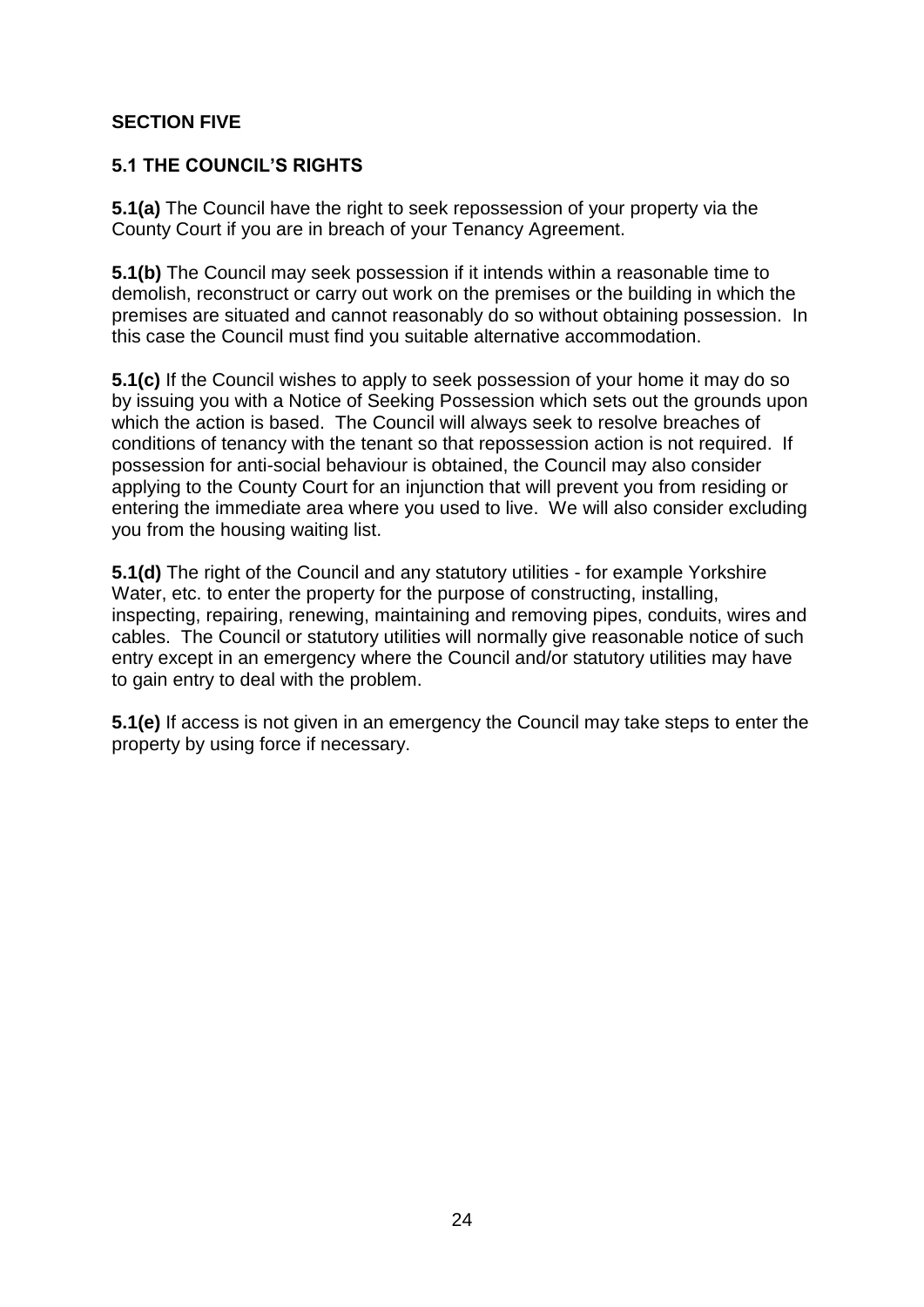## SECTION FIVE

### 5.1 THE COUNCIL'S RIGHTS

**5.1(a)** The Council have the right to seek repossession of your property via the County Court if you are in breach of your Tenancy Agreement.

**5.1(b)** The Council may seek possession if it intends within a reasonable time to demolish, reconstruct or carry out work on the premises or the building in which the premises are situated and cannot reasonably do so without obtaining possession. In this case the Council must find you suitable alternative accommodation.

**5.1(c)** If the Council wishes to apply to seek possession of your home it may do so by issuing you with a Notice of Seeking Possession which sets out the grounds upon which the action is based. The Council will always seek to resolve breaches of conditions of tenancy with the tenant so that repossession action is not required. If possession for anti-social behaviour is obtained, the Council may also consider applying to the County Court for an injunction that will prevent you from residing or entering the immediate area where you used to live. We will also consider excluding you from the housing waiting list.

**5.1(d)** The right of the Council and any statutory utilities - for example Yorkshire Water, etc. to enter the property for the purpose of constructing, installing, inspecting, repairing, renewing, maintaining and removing pipes, conduits, wires and cables. The Council or statutory utilities will normally give reasonable notice of such entry except in an emergency where the Council and/or statutory utilities may have to gain entry to deal with the problem.

**5.1(e)** If access is not given in an emergency the Council may take steps to enter the property by using force if necessary.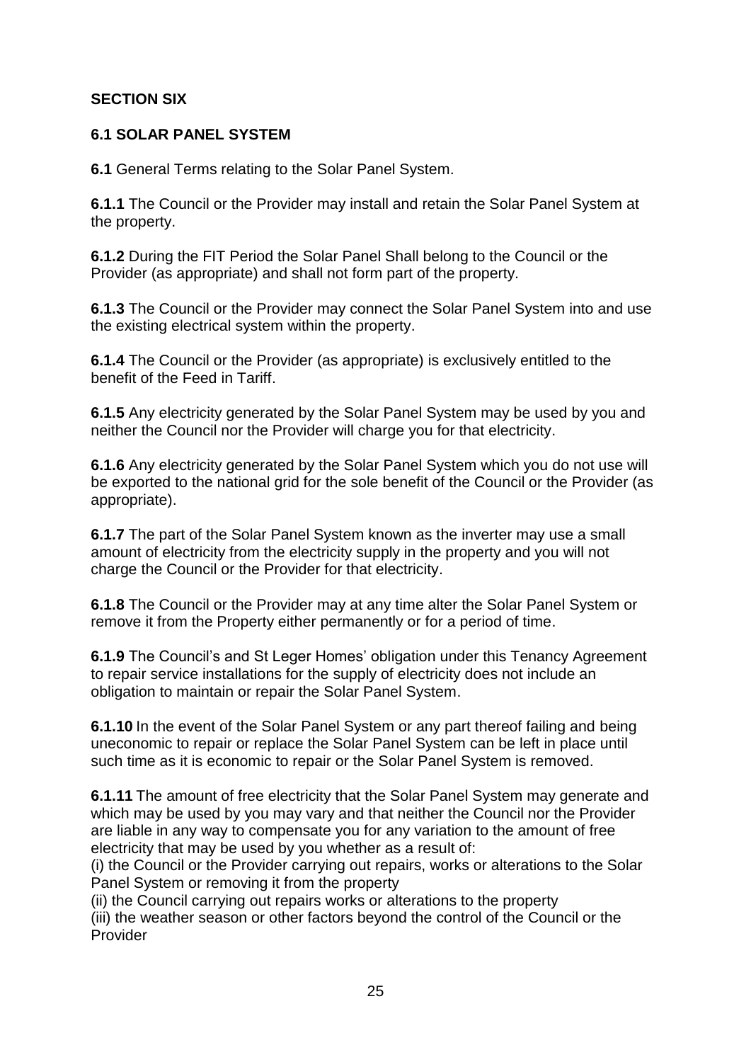**SECTION SIX**

**6.1 SOLAR PANEL SYSTEM**

**6.1** General Terms relating to the Solar Panel System.

**6.1.1** The Council or the Provider may install and retain the Solar Panel System at the property.

**6.1.2** During the FIT Period the Solar Panel Shall belong to the Council or the Provider (as appropriate) and shall not form part of the property.

**6.1.3** The Council or the Provider may connect the Solar Panel System into and use the existing electrical system within the property.

**6.1.4** The Council or the Provider (as appropriate) is exclusively entitled to the benefit of the Feed in Tariff.

**6.1.5** Any electricity generated by the Solar Panel System may be used by you and neither the Council nor the Provider will charge you for that electricity.

**6.1.6** Any electricity generated by the Solar Panel System which you do not use will be exported to the national grid for the sole benefit of the Council or the Provider (as appropriate).

**6.1.7** The part of the Solar Panel System known as the inverter may use a small amount of electricity from the electricity supply in the property and you will not charge the Council or the Provider for that electricity.

**6.1.8** The Council or the Provider may at any time alter the Solar Panel System or remove it from the Property either permanently or for a period of time.

**6.1.9** The Council's and St Leger Homes' obligation under this Tenancy Agreement to repair service installations for the supply of electricity does not include an obligation to maintain or repair the Solar Panel System.

**6.1.10** In the event of the Solar Panel System or any part thereof failing and being uneconomic to repair or replace the Solar Panel System can be left in place until such time as it is economic to repair or the Solar Panel System is removed.

**6.1.11** The amount of free electricity that the Solar Panel System may generate and which may be used by you may vary and that neither the Council nor the Provider are liable in any way to compensate you for any variation to the amount of free electricity that may be used by you whether as a result of:
(i) the Council or the Provider carrying out repairs, works or alterations to the Solar Panel System or removing it from the property
(ii) the Council carrying out repairs works or alterations to the property
(iii) the weather season or other factors beyond the control of the Council or the Provider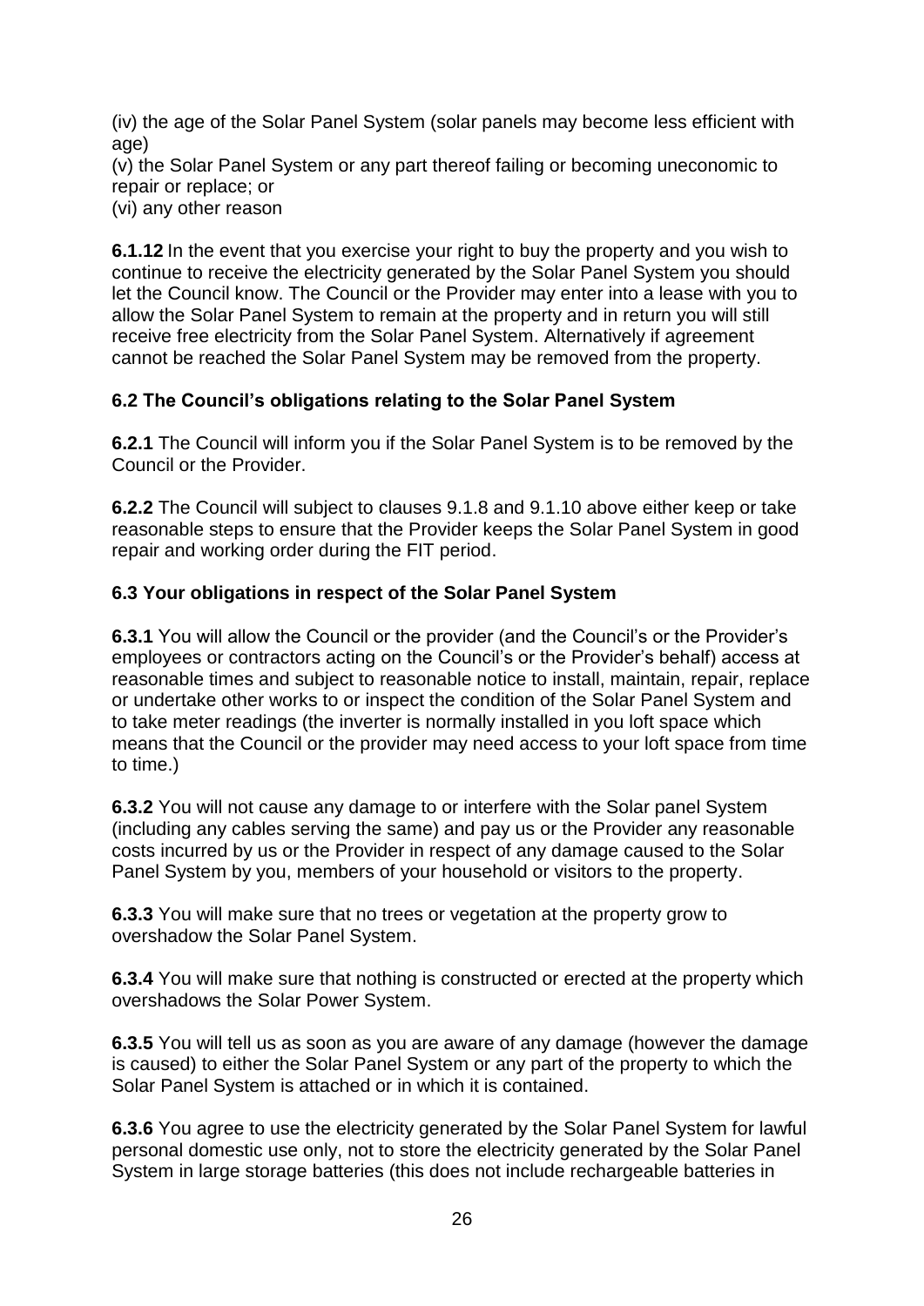(iv) the age of the Solar Panel System (solar panels may become less efficient with age)
(v) the Solar Panel System or any part thereof failing or becoming uneconomic to repair or replace; or
(vi) any other reason

**6.1.12** In the event that you exercise your right to buy the property and you wish to continue to receive the electricity generated by the Solar Panel System you should let the Council know. The Council or the Provider may enter into a lease with you to allow the Solar Panel System to remain at the property and in return you will still receive free electricity from the Solar Panel System. Alternatively if agreement cannot be reached the Solar Panel System may be removed from the property.

### 6.2 The Council's obligations relating to the Solar Panel System

**6.2.1** The Council will inform you if the Solar Panel System is to be removed by the Council or the Provider.

**6.2.2** The Council will subject to clauses 9.1.8 and 9.1.10 above either keep or take reasonable steps to ensure that the Provider keeps the Solar Panel System in good repair and working order during the FIT period.

### 6.3 Your obligations in respect of the Solar Panel System

**6.3.1** You will allow the Council or the provider (and the Council's or the Provider's employees or contractors acting on the Council's or the Provider's behalf) access at reasonable times and subject to reasonable notice to install, maintain, repair, replace or undertake other works to or inspect the condition of the Solar Panel System and to take meter readings (the inverter is normally installed in you loft space which means that the Council or the provider may need access to your loft space from time to time.)

**6.3.2** You will not cause any damage to or interfere with the Solar panel System (including any cables serving the same) and pay us or the Provider any reasonable costs incurred by us or the Provider in respect of any damage caused to the Solar Panel System by you, members of your household or visitors to the property.

**6.3.3** You will make sure that no trees or vegetation at the property grow to overshadow the Solar Panel System.

**6.3.4** You will make sure that nothing is constructed or erected at the property which overshadows the Solar Power System.

**6.3.5** You will tell us as soon as you are aware of any damage (however the damage is caused) to either the Solar Panel System or any part of the property to which the Solar Panel System is attached or in which it is contained.

**6.3.6** You agree to use the electricity generated by the Solar Panel System for lawful personal domestic use only, not to store the electricity generated by the Solar Panel System in large storage batteries (this does not include rechargeable batteries in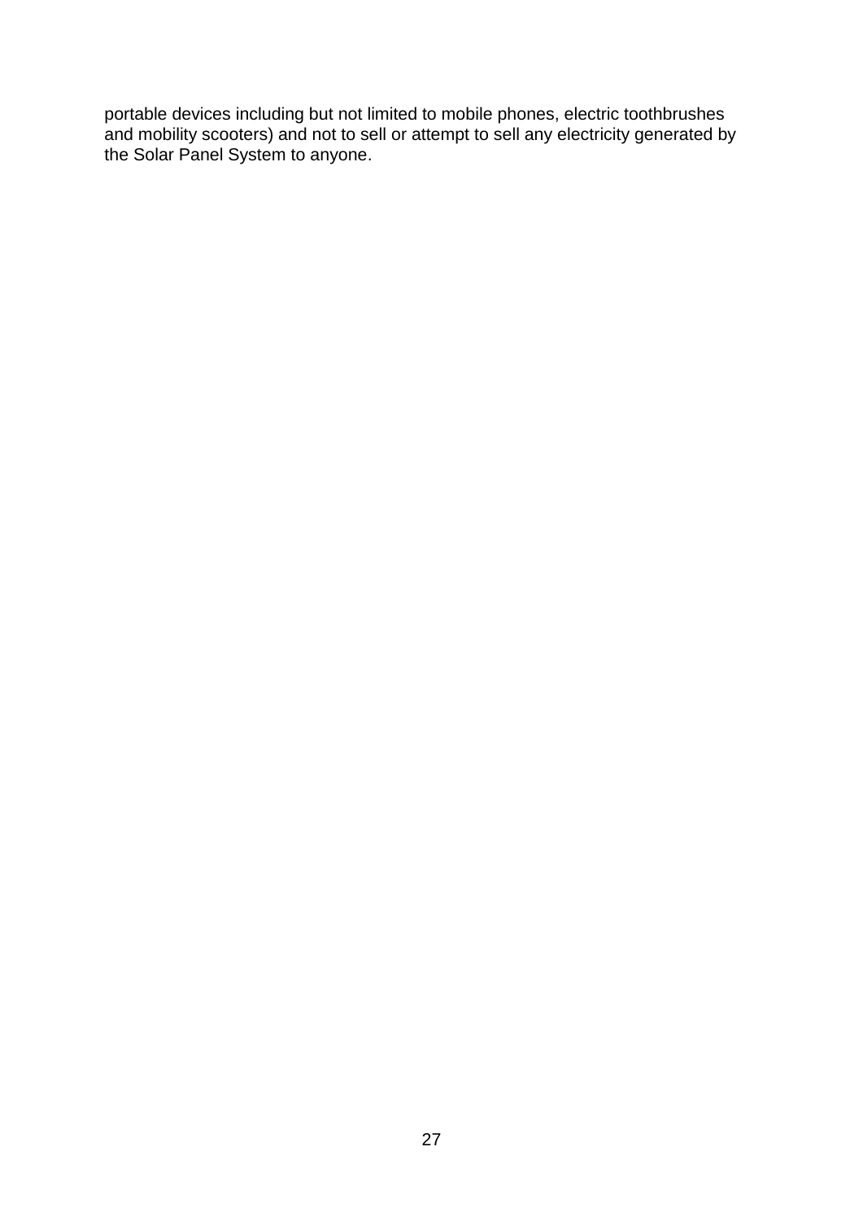portable devices including but not limited to mobile phones, electric toothbrushes and mobility scooters) and not to sell or attempt to sell any electricity generated by the Solar Panel System to anyone.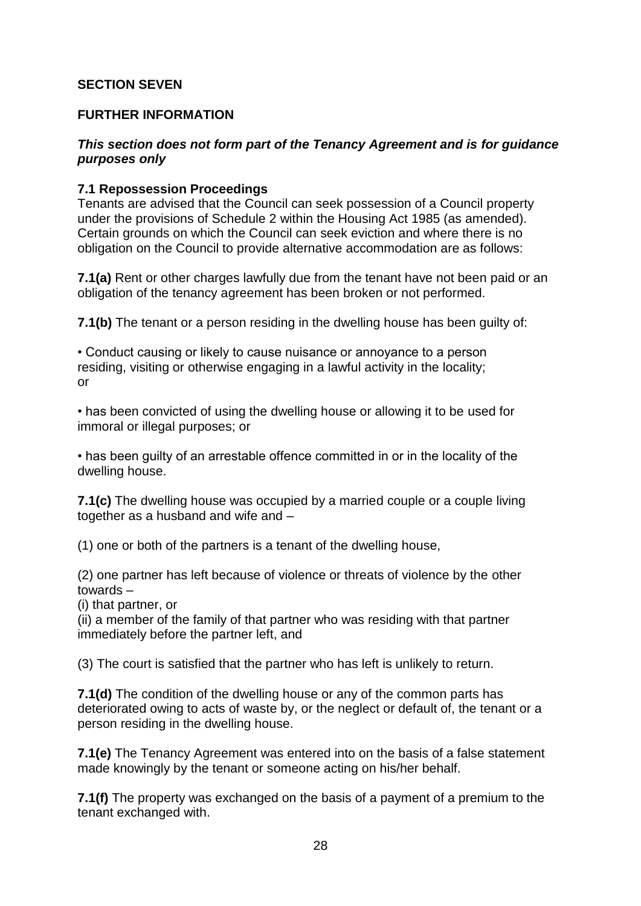## SECTION SEVEN

## FURTHER INFORMATION

***This section does not form part of the Tenancy Agreement and is for guidance purposes only***

### 7.1 Repossession Proceedings

Tenants are advised that the Council can seek possession of a Council property under the provisions of Schedule 2 within the Housing Act 1985 (as amended). Certain grounds on which the Council can seek eviction and where there is no obligation on the Council to provide alternative accommodation are as follows:

**7.1(a)** Rent or other charges lawfully due from the tenant have not been paid or an obligation of the tenancy agreement has been broken or not performed.

**7.1(b)** The tenant or a person residing in the dwelling house has been guilty of:

- Conduct causing or likely to cause nuisance or annoyance to a person residing, visiting or otherwise engaging in a lawful activity in the locality; or

- has been convicted of using the dwelling house or allowing it to be used for immoral or illegal purposes; or

- has been guilty of an arrestable offence committed in or in the locality of the dwelling house.

**7.1(c)** The dwelling house was occupied by a married couple or a couple living together as a husband and wife and –

(1) one or both of the partners is a tenant of the dwelling house,

(2) one partner has left because of violence or threats of violence by the other towards –
(i) that partner, or
(ii) a member of the family of that partner who was residing with that partner immediately before the partner left, and

(3) The court is satisfied that the partner who has left is unlikely to return.

**7.1(d)** The condition of the dwelling house or any of the common parts has deteriorated owing to acts of waste by, or the neglect or default of, the tenant or a person residing in the dwelling house.

**7.1(e)** The Tenancy Agreement was entered into on the basis of a false statement made knowingly by the tenant or someone acting on his/her behalf.

**7.1(f)** The property was exchanged on the basis of a payment of a premium to the tenant exchanged with.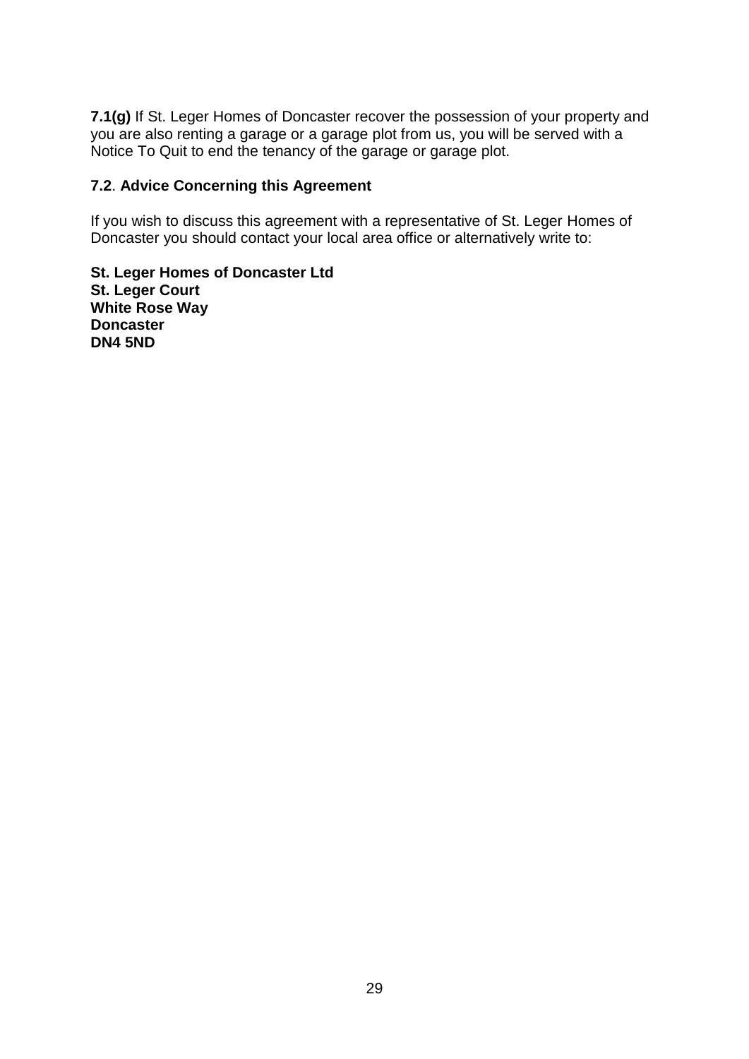**7.1(g)** If St. Leger Homes of Doncaster recover the possession of your property and you are also renting a garage or a garage plot from us, you will be served with a Notice To Quit to end the tenancy of the garage or garage plot.

**7.2**. **Advice Concerning this Agreement**

If you wish to discuss this agreement with a representative of St. Leger Homes of Doncaster you should contact your local area office or alternatively write to:

**St. Leger Homes of Doncaster Ltd**
**St. Leger Court**
**White Rose Way**
**Doncaster**
**DN4 5ND**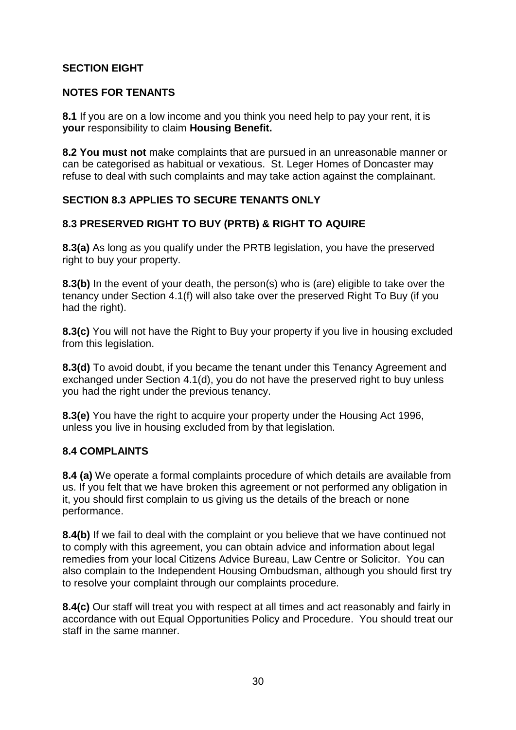## SECTION EIGHT

## NOTES FOR TENANTS

**8.1** If you are on a low income and you think you need help to pay your rent, it is **your** responsibility to claim **Housing Benefit.**

**8.2 You must not** make complaints that are pursued in an unreasonable manner or can be categorised as habitual or vexatious. St. Leger Homes of Doncaster may refuse to deal with such complaints and may take action against the complainant.

### SECTION 8.3 APPLIES TO SECURE TENANTS ONLY

### 8.3 PRESERVED RIGHT TO BUY (PRTB) & RIGHT TO AQUIRE

**8.3(a)** As long as you qualify under the PRTB legislation, you have the preserved right to buy your property.

**8.3(b)** In the event of your death, the person(s) who is (are) eligible to take over the tenancy under Section 4.1(f) will also take over the preserved Right To Buy (if you had the right).

**8.3(c)** You will not have the Right to Buy your property if you live in housing excluded from this legislation.

**8.3(d)** To avoid doubt, if you became the tenant under this Tenancy Agreement and exchanged under Section 4.1(d), you do not have the preserved right to buy unless you had the right under the previous tenancy.

**8.3(e)** You have the right to acquire your property under the Housing Act 1996, unless you live in housing excluded from by that legislation.

### 8.4 COMPLAINTS

**8.4 (a)** We operate a formal complaints procedure of which details are available from us. If you felt that we have broken this agreement or not performed any obligation in it, you should first complain to us giving us the details of the breach or none performance.

**8.4(b)** If we fail to deal with the complaint or you believe that we have continued not to comply with this agreement, you can obtain advice and information about legal remedies from your local Citizens Advice Bureau, Law Centre or Solicitor. You can also complain to the Independent Housing Ombudsman, although you should first try to resolve your complaint through our complaints procedure.

**8.4(c)** Our staff will treat you with respect at all times and act reasonably and fairly in accordance with out Equal Opportunities Policy and Procedure. You should treat our staff in the same manner.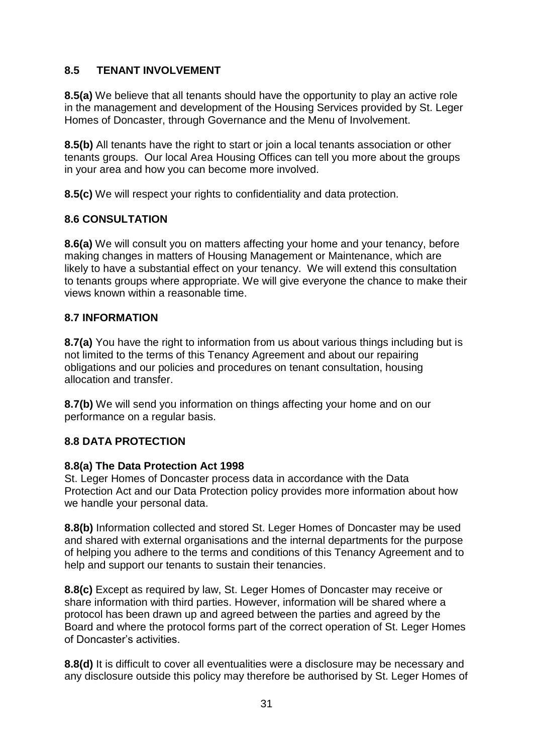## 8.5 TENANT INVOLVEMENT

**8.5(a)** We believe that all tenants should have the opportunity to play an active role in the management and development of the Housing Services provided by St. Leger Homes of Doncaster, through Governance and the Menu of Involvement.

**8.5(b)** All tenants have the right to start or join a local tenants association or other tenants groups. Our local Area Housing Offices can tell you more about the groups in your area and how you can become more involved.

**8.5(c)** We will respect your rights to confidentiality and data protection.

## 8.6 CONSULTATION

**8.6(a)** We will consult you on matters affecting your home and your tenancy, before making changes in matters of Housing Management or Maintenance, which are likely to have a substantial effect on your tenancy. We will extend this consultation to tenants groups where appropriate. We will give everyone the chance to make their views known within a reasonable time.

## 8.7 INFORMATION

**8.7(a)** You have the right to information from us about various things including but is not limited to the terms of this Tenancy Agreement and about our repairing obligations and our policies and procedures on tenant consultation, housing allocation and transfer.

**8.7(b)** We will send you information on things affecting your home and on our performance on a regular basis.

## 8.8 DATA PROTECTION

**8.8(a) The Data Protection Act 1998**
St. Leger Homes of Doncaster process data in accordance with the Data Protection Act and our Data Protection policy provides more information about how we handle your personal data.

**8.8(b)** Information collected and stored St. Leger Homes of Doncaster may be used and shared with external organisations and the internal departments for the purpose of helping you adhere to the terms and conditions of this Tenancy Agreement and to help and support our tenants to sustain their tenancies.

**8.8(c)** Except as required by law, St. Leger Homes of Doncaster may receive or share information with third parties. However, information will be shared where a protocol has been drawn up and agreed between the parties and agreed by the Board and where the protocol forms part of the correct operation of St. Leger Homes of Doncaster's activities.

**8.8(d)** It is difficult to cover all eventualities were a disclosure may be necessary and any disclosure outside this policy may therefore be authorised by St. Leger Homes of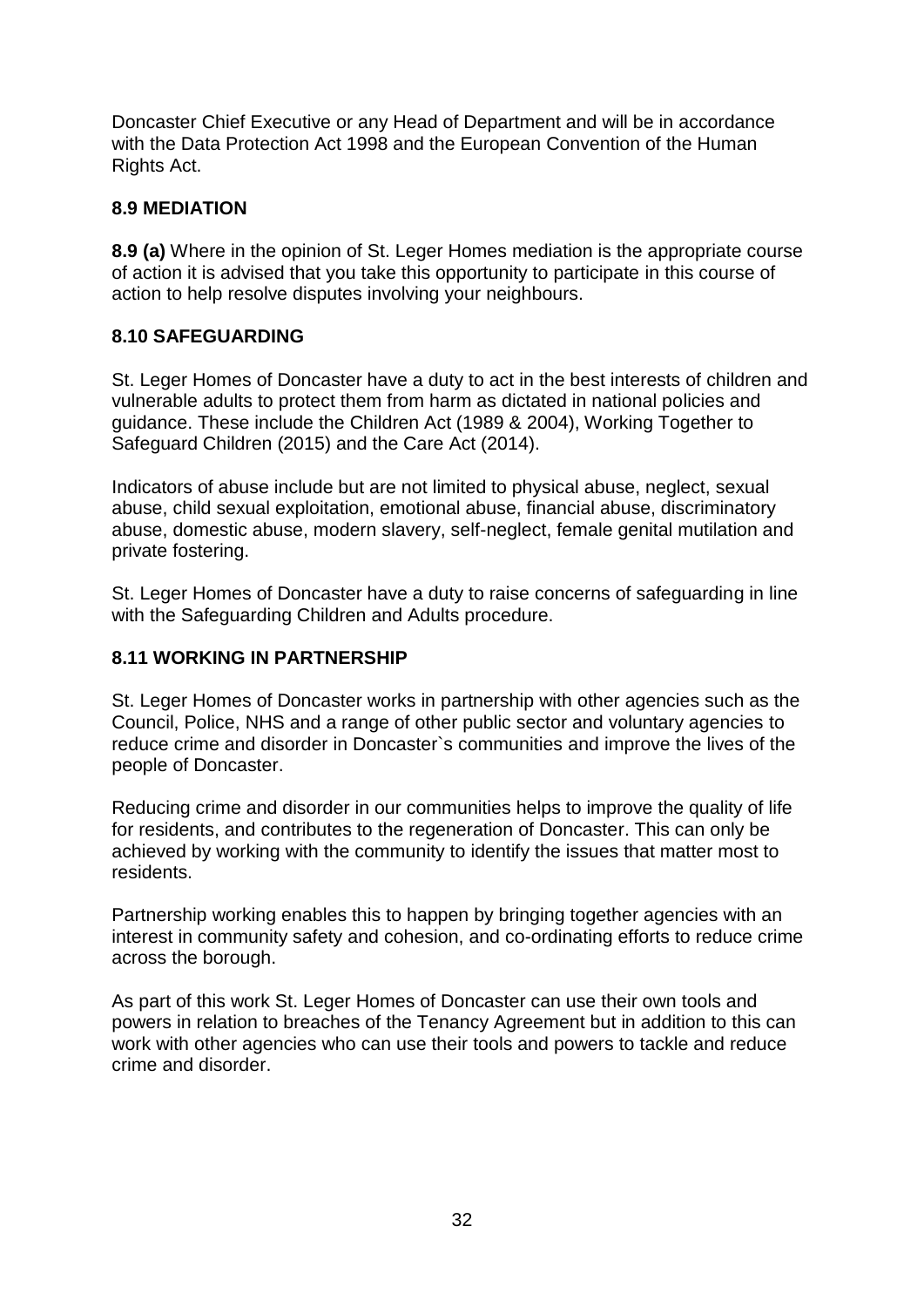Doncaster Chief Executive or any Head of Department and will be in accordance with the Data Protection Act 1998 and the European Convention of the Human Rights Act.

### 8.9 MEDIATION

**8.9 (a)** Where in the opinion of St. Leger Homes mediation is the appropriate course of action it is advised that you take this opportunity to participate in this course of action to help resolve disputes involving your neighbours.

### 8.10 SAFEGUARDING

St. Leger Homes of Doncaster have a duty to act in the best interests of children and vulnerable adults to protect them from harm as dictated in national policies and guidance. These include the Children Act (1989 & 2004), Working Together to Safeguard Children (2015) and the Care Act (2014).

Indicators of abuse include but are not limited to physical abuse, neglect, sexual abuse, child sexual exploitation, emotional abuse, financial abuse, discriminatory abuse, domestic abuse, modern slavery, self-neglect, female genital mutilation and private fostering.

St. Leger Homes of Doncaster have a duty to raise concerns of safeguarding in line with the Safeguarding Children and Adults procedure.

### 8.11 WORKING IN PARTNERSHIP

St. Leger Homes of Doncaster works in partnership with other agencies such as the Council, Police, NHS and a range of other public sector and voluntary agencies to reduce crime and disorder in Doncaster`s communities and improve the lives of the people of Doncaster.

Reducing crime and disorder in our communities helps to improve the quality of life for residents, and contributes to the regeneration of Doncaster. This can only be achieved by working with the community to identify the issues that matter most to residents.

Partnership working enables this to happen by bringing together agencies with an interest in community safety and cohesion, and co-ordinating efforts to reduce crime across the borough.

As part of this work St. Leger Homes of Doncaster can use their own tools and powers in relation to breaches of the Tenancy Agreement but in addition to this can work with other agencies who can use their tools and powers to tackle and reduce crime and disorder.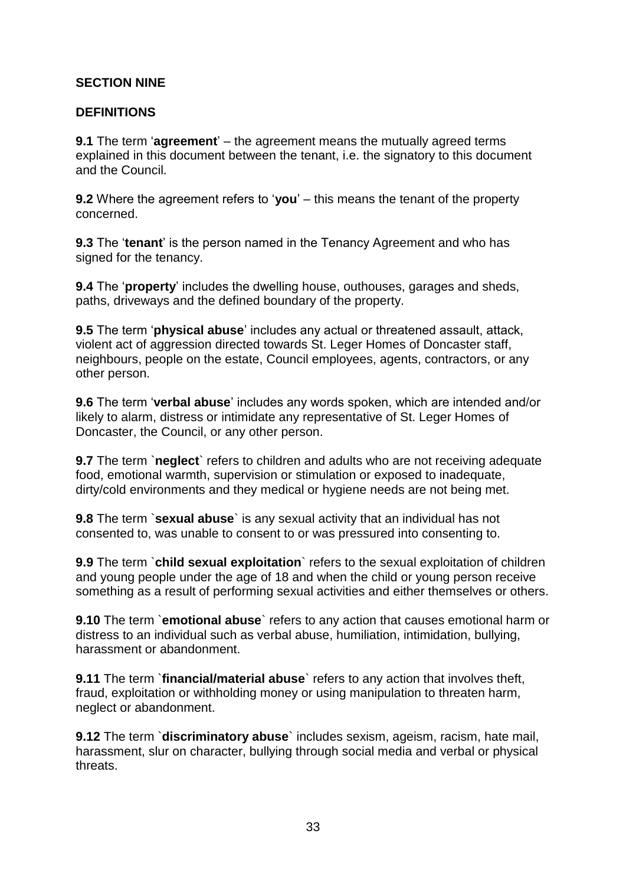## SECTION NINE

## DEFINITIONS

**9.1** The term '**agreement**' – the agreement means the mutually agreed terms explained in this document between the tenant, i.e. the signatory to this document and the Council.

**9.2** Where the agreement refers to '**you**' – this means the tenant of the property concerned.

**9.3** The '**tenant**' is the person named in the Tenancy Agreement and who has signed for the tenancy.

**9.4** The '**property**' includes the dwelling house, outhouses, garages and sheds, paths, driveways and the defined boundary of the property.

**9.5** The term '**physical abuse**' includes any actual or threatened assault, attack, violent act of aggression directed towards St. Leger Homes of Doncaster staff, neighbours, people on the estate, Council employees, agents, contractors, or any other person.

**9.6** The term '**verbal abuse**' includes any words spoken, which are intended and/or likely to alarm, distress or intimidate any representative of St. Leger Homes of Doncaster, the Council, or any other person.

**9.7** The term `**neglect**` refers to children and adults who are not receiving adequate food, emotional warmth, supervision or stimulation or exposed to inadequate, dirty/cold environments and they medical or hygiene needs are not being met.

**9.8** The term `**sexual abuse**` is any sexual activity that an individual has not consented to, was unable to consent to or was pressured into consenting to.

**9.9** The term `**child sexual exploitation**` refers to the sexual exploitation of children and young people under the age of 18 and when the child or young person receive something as a result of performing sexual activities and either themselves or others.

**9.10** The term `**emotional abuse**` refers to any action that causes emotional harm or distress to an individual such as verbal abuse, humiliation, intimidation, bullying, harassment or abandonment.

**9.11** The term `**financial/material abuse**` refers to any action that involves theft, fraud, exploitation or withholding money or using manipulation to threaten harm, neglect or abandonment.

**9.12** The term `**discriminatory abuse**` includes sexism, ageism, racism, hate mail, harassment, slur on character, bullying through social media and verbal or physical threats.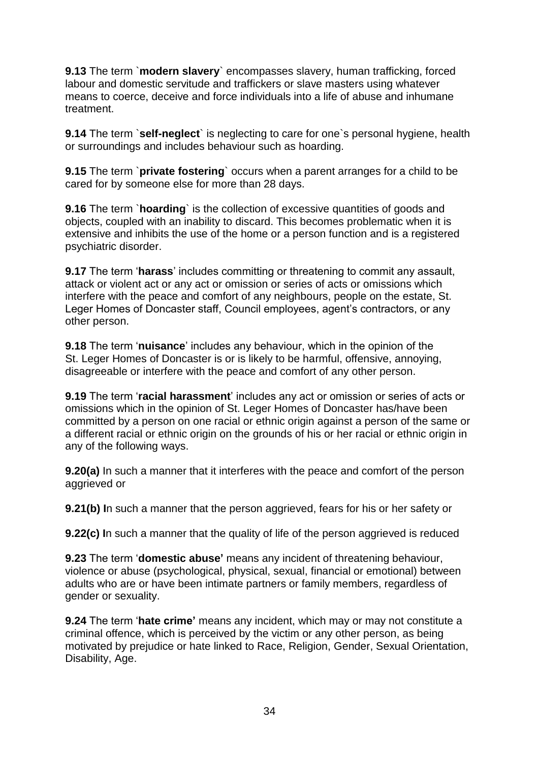**9.13** The term `**modern slavery**` encompasses slavery, human trafficking, forced labour and domestic servitude and traffickers or slave masters using whatever means to coerce, deceive and force individuals into a life of abuse and inhumane treatment.

**9.14** The term `**self-neglect**` is neglecting to care for one`s personal hygiene, health or surroundings and includes behaviour such as hoarding.

**9.15** The term `**private fostering**` occurs when a parent arranges for a child to be cared for by someone else for more than 28 days.

**9.16** The term `**hoarding**` is the collection of excessive quantities of goods and objects, coupled with an inability to discard. This becomes problematic when it is extensive and inhibits the use of the home or a person function and is a registered psychiatric disorder.

**9.17** The term '**harass**' includes committing or threatening to commit any assault, attack or violent act or any act or omission or series of acts or omissions which interfere with the peace and comfort of any neighbours, people on the estate, St. Leger Homes of Doncaster staff, Council employees, agent's contractors, or any other person.

**9.18** The term '**nuisance**' includes any behaviour, which in the opinion of the St. Leger Homes of Doncaster is or is likely to be harmful, offensive, annoying, disagreeable or interfere with the peace and comfort of any other person.

**9.19** The term '**racial harassment**' includes any act or omission or series of acts or omissions which in the opinion of St. Leger Homes of Doncaster has/have been committed by a person on one racial or ethnic origin against a person of the same or a different racial or ethnic origin on the grounds of his or her racial or ethnic origin in any of the following ways.

**9.20(a)** In such a manner that it interferes with the peace and comfort of the person aggrieved or

**9.21(b) I**n such a manner that the person aggrieved, fears for his or her safety or

**9.22(c) I**n such a manner that the quality of life of the person aggrieved is reduced

**9.23** The term '**domestic abuse'** means any incident of threatening behaviour, violence or abuse (psychological, physical, sexual, financial or emotional) between adults who are or have been intimate partners or family members, regardless of gender or sexuality.

**9.24** The term '**hate crime'** means any incident, which may or may not constitute a criminal offence, which is perceived by the victim or any other person, as being motivated by prejudice or hate linked to Race, Religion, Gender, Sexual Orientation, Disability, Age.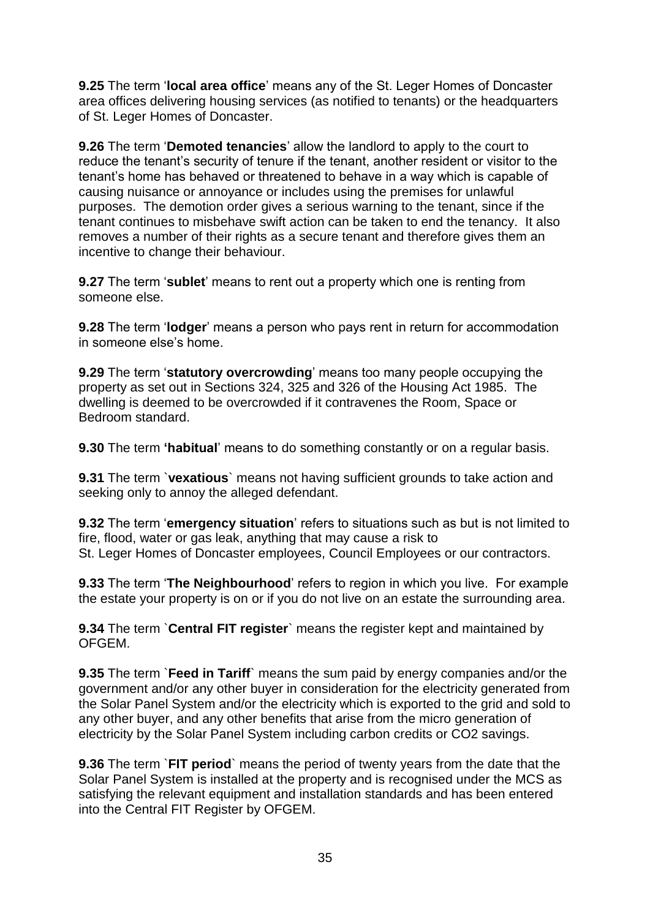**9.25** The term '**local area office**' means any of the St. Leger Homes of Doncaster area offices delivering housing services (as notified to tenants) or the headquarters of St. Leger Homes of Doncaster.

**9.26** The term '**Demoted tenancies**' allow the landlord to apply to the court to reduce the tenant's security of tenure if the tenant, another resident or visitor to the tenant's home has behaved or threatened to behave in a way which is capable of causing nuisance or annoyance or includes using the premises for unlawful purposes. The demotion order gives a serious warning to the tenant, since if the tenant continues to misbehave swift action can be taken to end the tenancy. It also removes a number of their rights as a secure tenant and therefore gives them an incentive to change their behaviour.

**9.27** The term '**sublet**' means to rent out a property which one is renting from someone else.

**9.28** The term '**lodger**' means a person who pays rent in return for accommodation in someone else's home.

**9.29** The term '**statutory overcrowding**' means too many people occupying the property as set out in Sections 324, 325 and 326 of the Housing Act 1985. The dwelling is deemed to be overcrowded if it contravenes the Room, Space or Bedroom standard.

**9.30** The term **'habitual**' means to do something constantly or on a regular basis.

**9.31** The term `**vexatious**` means not having sufficient grounds to take action and seeking only to annoy the alleged defendant.

**9.32** The term '**emergency situation**' refers to situations such as but is not limited to fire, flood, water or gas leak, anything that may cause a risk to St. Leger Homes of Doncaster employees, Council Employees or our contractors.

**9.33** The term '**The Neighbourhood**' refers to region in which you live. For example the estate your property is on or if you do not live on an estate the surrounding area.

**9.34** The term `**Central FIT register**` means the register kept and maintained by OFGEM.

**9.35** The term `**Feed in Tariff**` means the sum paid by energy companies and/or the government and/or any other buyer in consideration for the electricity generated from the Solar Panel System and/or the electricity which is exported to the grid and sold to any other buyer, and any other benefits that arise from the micro generation of electricity by the Solar Panel System including carbon credits or $CO_2$ savings.

**9.36** The term `**FIT period**` means the period of twenty years from the date that the Solar Panel System is installed at the property and is recognised under the MCS as satisfying the relevant equipment and installation standards and has been entered into the Central FIT Register by OFGEM.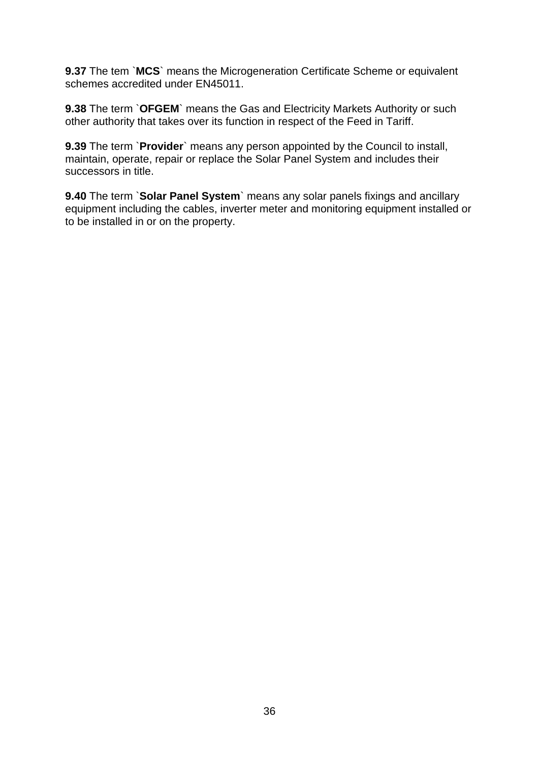**9.37** The tem `**MCS**` means the Microgeneration Certificate Scheme or equivalent schemes accredited under EN45011.

**9.38** The term `**OFGEM**` means the Gas and Electricity Markets Authority or such other authority that takes over its function in respect of the Feed in Tariff.

**9.39** The term `**Provider**` means any person appointed by the Council to install, maintain, operate, repair or replace the Solar Panel System and includes their successors in title.

**9.40** The term `**Solar Panel System**` means any solar panels fixings and ancillary equipment including the cables, inverter meter and monitoring equipment installed or to be installed in or on the property.